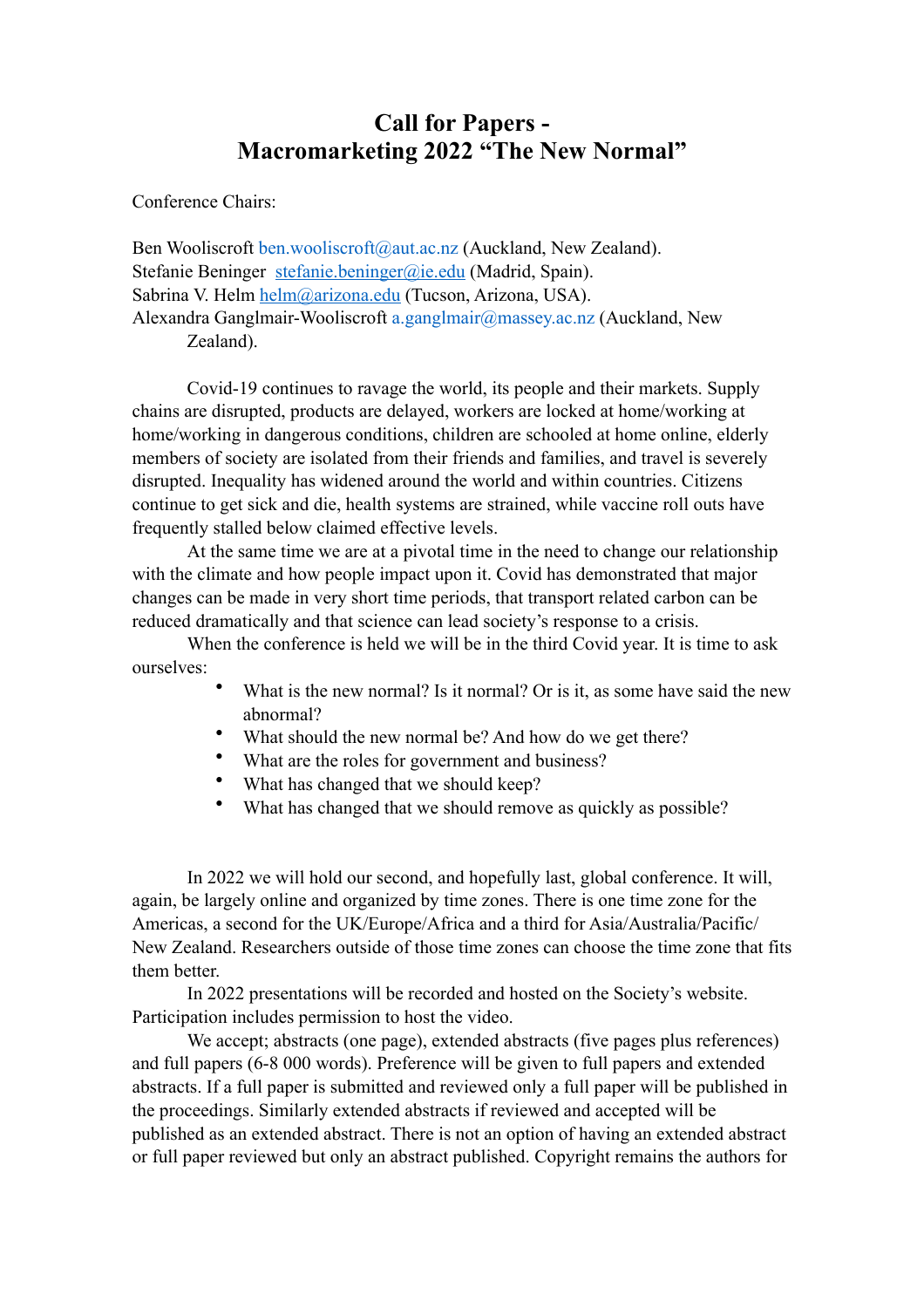# Call for Papers - Macromarketing 2022 "The New Normal"

Conference Chairs:

Ben Wooliscroft ben.wooliscroft@aut.ac.nz (Auckland, New Zealand).
Stefanie Beninger stefanie.beninger@ie.edu (Madrid, Spain).
Sabrina V. Helm helm@arizona.edu (Tucson, Arizona, USA).
Alexandra Ganglmair-Wooliscroft a.ganglmair@massey.ac.nz (Auckland, New Zealand).

Covid-19 continues to ravage the world, its people and their markets. Supply chains are disrupted, products are delayed, workers are locked at home/working at home/working in dangerous conditions, children are schooled at home online, elderly members of society are isolated from their friends and families, and travel is severely disrupted. Inequality has widened around the world and within countries. Citizens continue to get sick and die, health systems are strained, while vaccine roll outs have frequently stalled below claimed effective levels.

At the same time we are at a pivotal time in the need to change our relationship with the climate and how people impact upon it. Covid has demonstrated that major changes can be made in very short time periods, that transport related carbon can be reduced dramatically and that science can lead society's response to a crisis.

When the conference is held we will be in the third Covid year. It is time to ask ourselves:

- What is the new normal? Is it normal? Or is it, as some have said the new abnormal?
- What should the new normal be? And how do we get there?
- What are the roles for government and business?
- What has changed that we should keep?
- What has changed that we should remove as quickly as possible?

In 2022 we will hold our second, and hopefully last, global conference. It will, again, be largely online and organized by time zones. There is one time zone for the Americas, a second for the UK/Europe/Africa and a third for Asia/Australia/Pacific/New Zealand. Researchers outside of those time zones can choose the time zone that fits them better.

In 2022 presentations will be recorded and hosted on the Society's website. Participation includes permission to host the video.

We accept; abstracts (one page), extended abstracts (five pages plus references) and full papers (6-8 000 words). Preference will be given to full papers and extended abstracts. If a full paper is submitted and reviewed only a full paper will be published in the proceedings. Similarly extended abstracts if reviewed and accepted will be published as an extended abstract. There is not an option of having an extended abstract or full paper reviewed but only an abstract published. Copyright remains the authors for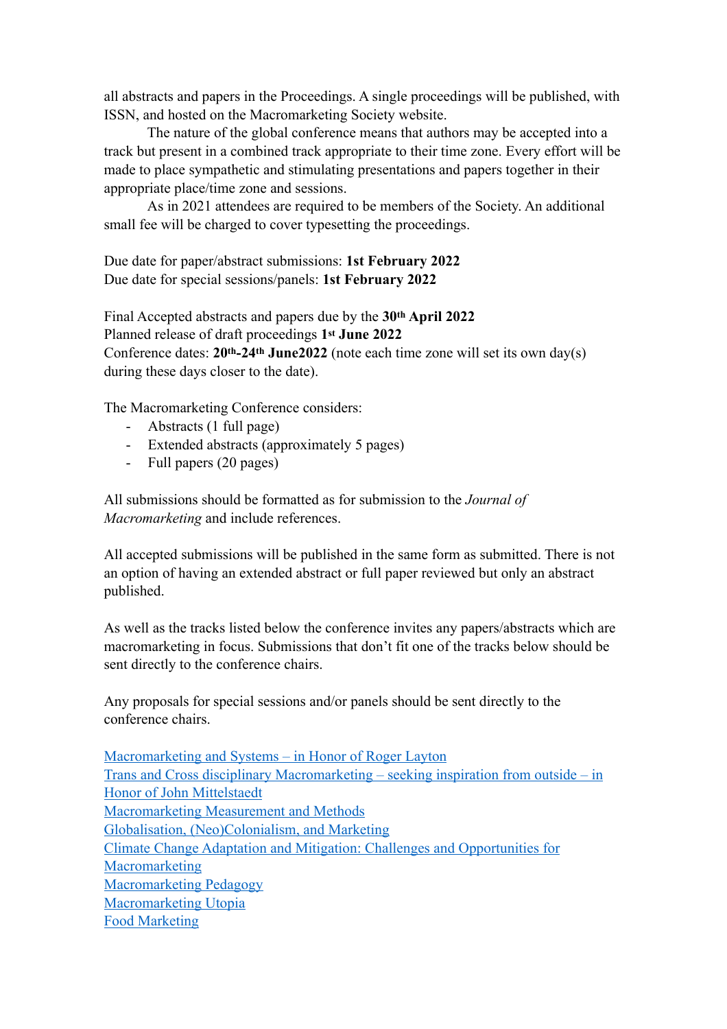all abstracts and papers in the Proceedings. A single proceedings will be published, with ISSN, and hosted on the Macromarketing Society website.

The nature of the global conference means that authors may be accepted into a track but present in a combined track appropriate to their time zone. Every effort will be made to place sympathetic and stimulating presentations and papers together in their appropriate place/time zone and sessions.

As in 2021 attendees are required to be members of the Society. An additional small fee will be charged to cover typesetting the proceedings.

Due date for paper/abstract submissions: **1st February 2022**
Due date for special sessions/panels: **1st February 2022**

Final Accepted abstracts and papers due by the **30th April 2022**
Planned release of draft proceedings **1st June 2022**
Conference dates: **20th-24th June2022** (note each time zone will set its own day(s) during these days closer to the date).

The Macromarketing Conference considers:

- Abstracts (1 full page)
- Extended abstracts (approximately 5 pages)
- Full papers (20 pages)

All submissions should be formatted as for submission to the *Journal of Macromarketing* and include references.

All accepted submissions will be published in the same form as submitted. There is not an option of having an extended abstract or full paper reviewed but only an abstract published.

As well as the tracks listed below the conference invites any papers/abstracts which are macromarketing in focus. Submissions that don't fit one of the tracks below should be sent directly to the conference chairs.

Any proposals for special sessions and/or panels should be sent directly to the conference chairs.

Macromarketing and Systems – in Honor of Roger Layton
Trans and Cross disciplinary Macromarketing – seeking inspiration from outside – in Honor of John Mittelstaedt
Macromarketing Measurement and Methods
Globalisation, (Neo)Colonialism, and Marketing
Climate Change Adaptation and Mitigation: Challenges and Opportunities for Macromarketing
Macromarketing Pedagogy
Macromarketing Utopia
Food Marketing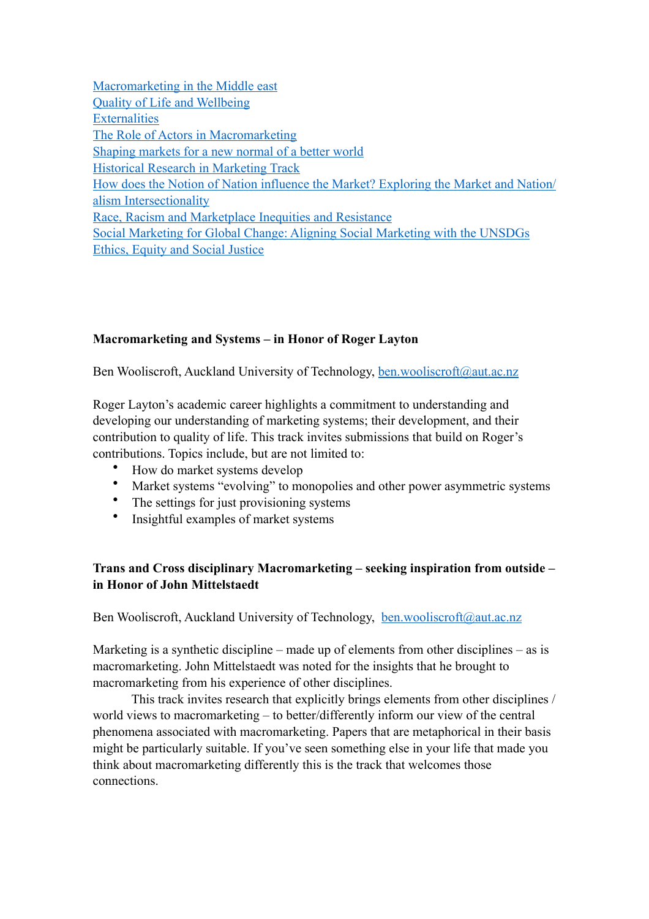Macromarketing in the Middle east
Quality of Life and Wellbeing
Externalities
The Role of Actors in Macromarketing
Shaping markets for a new normal of a better world
Historical Research in Marketing Track
How does the Notion of Nation influence the Market? Exploring the Market and Nation/alism Intersectionality
Race, Racism and Marketplace Inequities and Resistance
Social Marketing for Global Change: Aligning Social Marketing with the UNSDGs
Ethics, Equity and Social Justice

**Macromarketing and Systems – in Honor of Roger Layton**

Ben Wooliscroft, Auckland University of Technology, ben.wooliscroft@aut.ac.nz

Roger Layton's academic career highlights a commitment to understanding and developing our understanding of marketing systems; their development, and their contribution to quality of life. This track invites submissions that build on Roger's contributions. Topics include, but are not limited to:

- How do market systems develop
- Market systems "evolving" to monopolies and other power asymmetric systems
- The settings for just provisioning systems
- Insightful examples of market systems

**Trans and Cross disciplinary Macromarketing – seeking inspiration from outside – in Honor of John Mittelstaedt**

Ben Wooliscroft, Auckland University of Technology, ben.wooliscroft@aut.ac.nz

Marketing is a synthetic discipline – made up of elements from other disciplines – as is macromarketing. John Mittelstaedt was noted for the insights that he brought to macromarketing from his experience of other disciplines.

This track invites research that explicitly brings elements from other disciplines / world views to macromarketing – to better/differently inform our view of the central phenomena associated with macromarketing. Papers that are metaphorical in their basis might be particularly suitable. If you've seen something else in your life that made you think about macromarketing differently this is the track that welcomes those connections.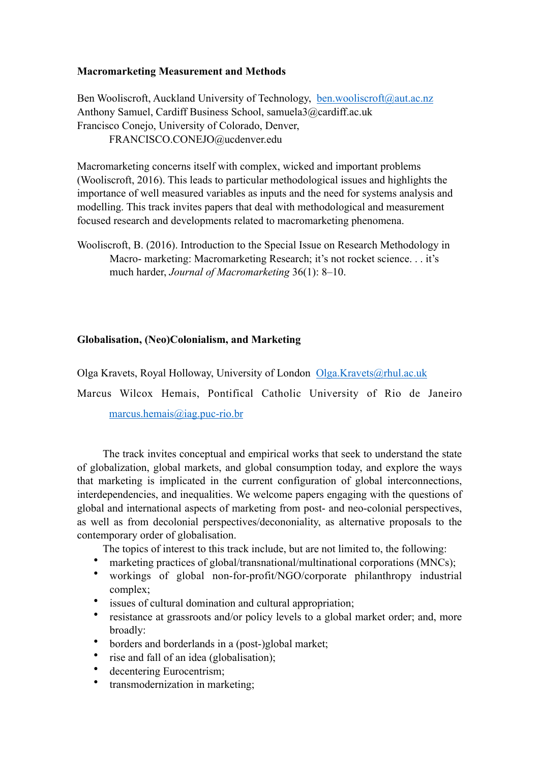**Macromarketing Measurement and Methods**

Ben Wooliscroft, Auckland University of Technology, ben.wooliscroft@aut.ac.nz
Anthony Samuel, Cardiff Business School, samuela3@cardiff.ac.uk
Francisco Conejo, University of Colorado, Denver, FRANCISCO.CONEJO@ucdenver.edu

Macromarketing concerns itself with complex, wicked and important problems (Wooliscroft, 2016). This leads to particular methodological issues and highlights the importance of well measured variables as inputs and the need for systems analysis and modelling. This track invites papers that deal with methodological and measurement focused research and developments related to macromarketing phenomena.

Wooliscroft, B. (2016). Introduction to the Special Issue on Research Methodology in Macro- marketing: Macromarketing Research; it's not rocket science. . . it's much harder, *Journal of Macromarketing* 36(1): 8–10.

**Globalisation, (Neo)Colonialism, and Marketing**

Olga Kravets, Royal Holloway, University of London Olga.Kravets@rhul.ac.uk

Marcus Wilcox Hemais, Pontifical Catholic University of Rio de Janeiro marcus.hemais@iag.puc-rio.br

The track invites conceptual and empirical works that seek to understand the state of globalization, global markets, and global consumption today, and explore the ways that marketing is implicated in the current configuration of global interconnections, interdependencies, and inequalities. We welcome papers engaging with the questions of global and international aspects of marketing from post- and neo-colonial perspectives, as well as from decolonial perspectives/decononiality, as alternative proposals to the contemporary order of globalisation.

The topics of interest to this track include, but are not limited to, the following:

- marketing practices of global/transnational/multinational corporations (MNCs);
- workings of global non-for-profit/NGO/corporate philanthropy industrial complex;
- issues of cultural domination and cultural appropriation;
- resistance at grassroots and/or policy levels to a global market order; and, more broadly:
- borders and borderlands in a (post-)global market;
- rise and fall of an idea (globalisation);
- decentering Eurocentrism;
- transmodernization in marketing;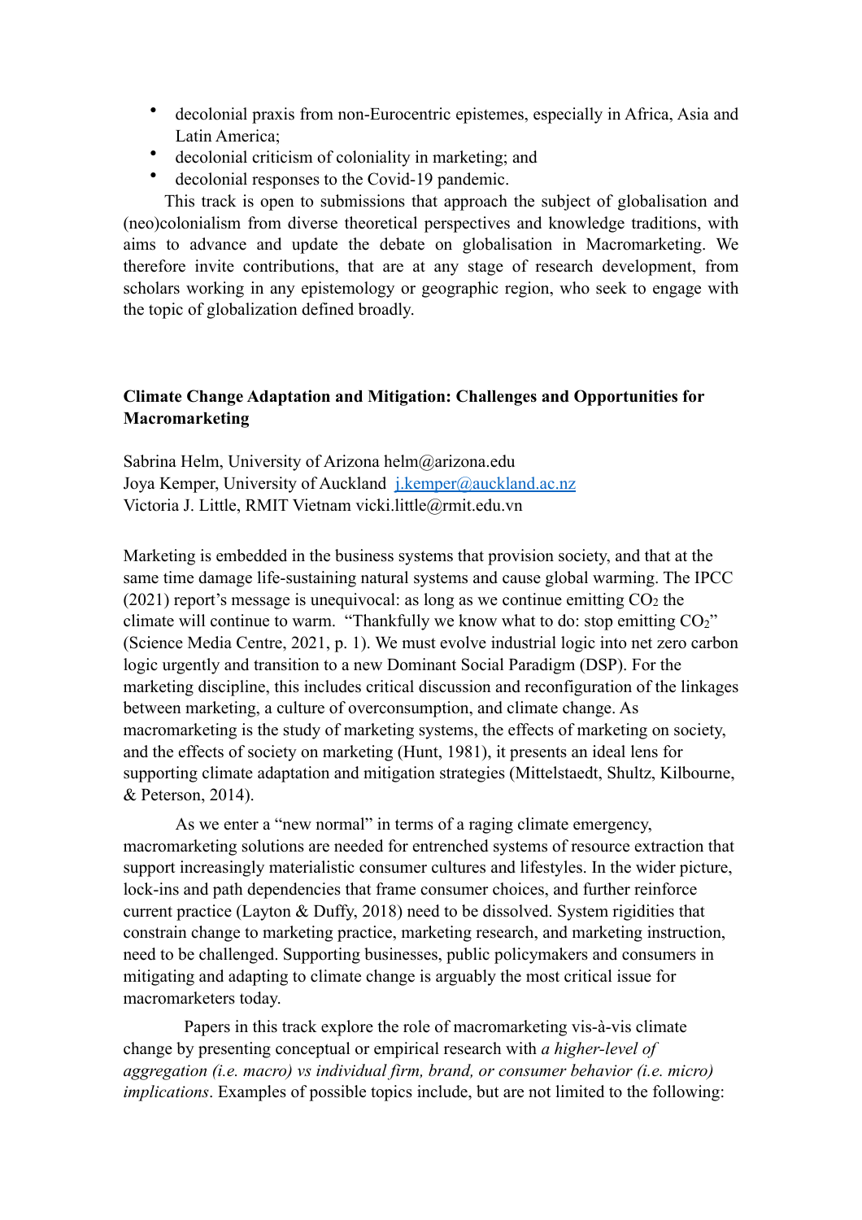- decolonial praxis from non-Eurocentric epistemes, especially in Africa, Asia and Latin America;
- decolonial criticism of coloniality in marketing; and
- decolonial responses to the Covid-19 pandemic.

This track is open to submissions that approach the subject of globalisation and (neo)colonialism from diverse theoretical perspectives and knowledge traditions, with aims to advance and update the debate on globalisation in Macromarketing. We therefore invite contributions, that are at any stage of research development, from scholars working in any epistemology or geographic region, who seek to engage with the topic of globalization defined broadly.

**Climate Change Adaptation and Mitigation: Challenges and Opportunities for Macromarketing**

Sabrina Helm, University of Arizona helm@arizona.edu
Joya Kemper, University of Auckland [j.kemper@auckland.ac.nz](mailto:j.kemper@auckland.ac.nz)
Victoria J. Little, RMIT Vietnam vicki.little@rmit.edu.vn

Marketing is embedded in the business systems that provision society, and that at the same time damage life-sustaining natural systems and cause global warming. The IPCC (2021) report's message is unequivocal: as long as we continue emitting $CO_2$ the climate will continue to warm. "Thankfully we know what to do: stop emitting $CO_2$" (Science Media Centre, 2021, p. 1). We must evolve industrial logic into net zero carbon logic urgently and transition to a new Dominant Social Paradigm (DSP). For the marketing discipline, this includes critical discussion and reconfiguration of the linkages between marketing, a culture of overconsumption, and climate change. As macromarketing is the study of marketing systems, the effects of marketing on society, and the effects of society on marketing (Hunt, 1981), it presents an ideal lens for supporting climate adaptation and mitigation strategies (Mittelstaedt, Shultz, Kilbourne, & Peterson, 2014).

As we enter a "new normal" in terms of a raging climate emergency, macromarketing solutions are needed for entrenched systems of resource extraction that support increasingly materialistic consumer cultures and lifestyles. In the wider picture, lock-ins and path dependencies that frame consumer choices, and further reinforce current practice (Layton & Duffy, 2018) need to be dissolved. System rigidities that constrain change to marketing practice, marketing research, and marketing instruction, need to be challenged. Supporting businesses, public policymakers and consumers in mitigating and adapting to climate change is arguably the most critical issue for macromarketers today.

Papers in this track explore the role of macromarketing vis-à-vis climate change by presenting conceptual or empirical research with *a higher-level of aggregation (i.e. macro) vs individual firm, brand, or consumer behavior (i.e. micro) implications*. Examples of possible topics include, but are not limited to the following: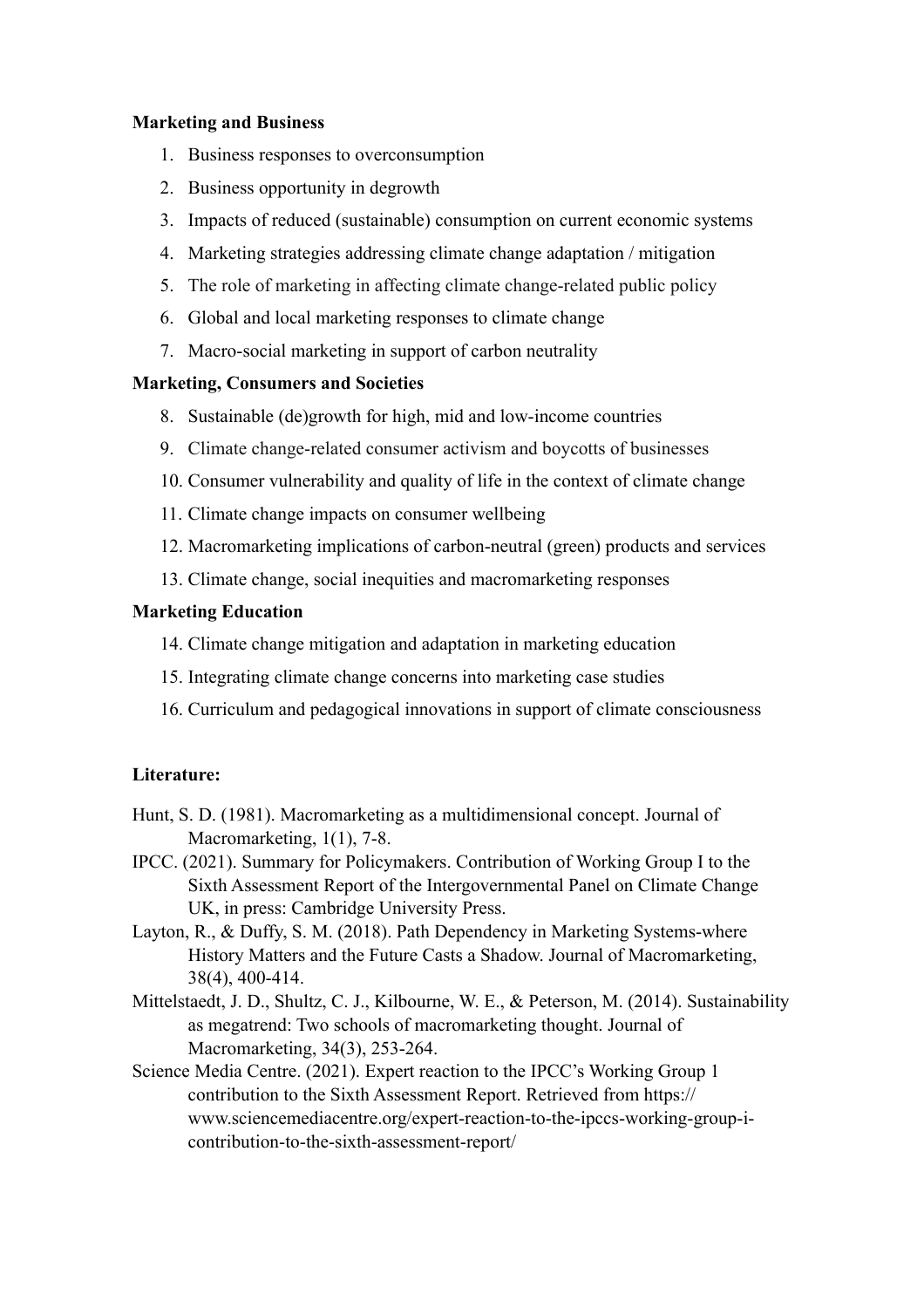**Marketing and Business**

1. Business responses to overconsumption
2. Business opportunity in degrowth
3. Impacts of reduced (sustainable) consumption on current economic systems
4. Marketing strategies addressing climate change adaptation / mitigation
5. The role of marketing in affecting climate change-related public policy
6. Global and local marketing responses to climate change
7. Macro-social marketing in support of carbon neutrality

**Marketing, Consumers and Societies**

8. Sustainable (de)growth for high, mid and low-income countries
9. Climate change-related consumer activism and boycotts of businesses
10. Consumer vulnerability and quality of life in the context of climate change
11. Climate change impacts on consumer wellbeing
12. Macromarketing implications of carbon-neutral (green) products and services
13. Climate change, social inequities and macromarketing responses

**Marketing Education**

14. Climate change mitigation and adaptation in marketing education
15. Integrating climate change concerns into marketing case studies
16. Curriculum and pedagogical innovations in support of climate consciousness

**Literature:**

Hunt, S. D. (1981). Macromarketing as a multidimensional concept. Journal of Macromarketing, 1(1), 7-8.

IPCC. (2021). Summary for Policymakers. Contribution of Working Group I to the Sixth Assessment Report of the Intergovernmental Panel on Climate Change UK, in press: Cambridge University Press.

Layton, R., & Duffy, S. M. (2018). Path Dependency in Marketing Systems-where History Matters and the Future Casts a Shadow. Journal of Macromarketing, 38(4), 400-414.

Mittelstaedt, J. D., Shultz, C. J., Kilbourne, W. E., & Peterson, M. (2014). Sustainability as megatrend: Two schools of macromarketing thought. Journal of Macromarketing, 34(3), 253-264.

Science Media Centre. (2021). Expert reaction to the IPCC's Working Group 1 contribution to the Sixth Assessment Report. Retrieved from https://www.sciencemediacentre.org/expert-reaction-to-the-ipccs-working-group-i-contribution-to-the-sixth-assessment-report/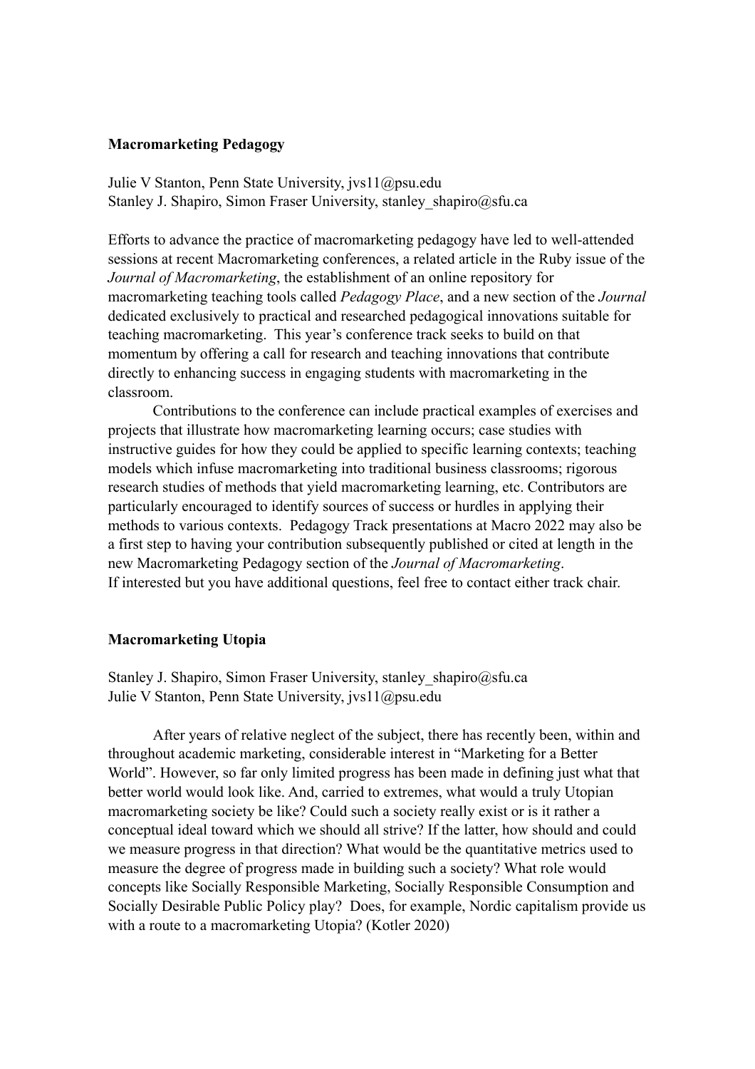**Macromarketing Pedagogy**

Julie V Stanton, Penn State University, jvs11@psu.edu
Stanley J. Shapiro, Simon Fraser University, stanley_shapiro@sfu.ca

Efforts to advance the practice of macromarketing pedagogy have led to well-attended sessions at recent Macromarketing conferences, a related article in the Ruby issue of the *Journal of Macromarketing*, the establishment of an online repository for macromarketing teaching tools called *Pedagogy Place*, and a new section of the *Journal* dedicated exclusively to practical and researched pedagogical innovations suitable for teaching macromarketing. This year's conference track seeks to build on that momentum by offering a call for research and teaching innovations that contribute directly to enhancing success in engaging students with macromarketing in the classroom.

Contributions to the conference can include practical examples of exercises and projects that illustrate how macromarketing learning occurs; case studies with instructive guides for how they could be applied to specific learning contexts; teaching models which infuse macromarketing into traditional business classrooms; rigorous research studies of methods that yield macromarketing learning, etc. Contributors are particularly encouraged to identify sources of success or hurdles in applying their methods to various contexts. Pedagogy Track presentations at Macro 2022 may also be a first step to having your contribution subsequently published or cited at length in the new Macromarketing Pedagogy section of the *Journal of Macromarketing*.
If interested but you have additional questions, feel free to contact either track chair.

**Macromarketing Utopia**

Stanley J. Shapiro, Simon Fraser University, stanley_shapiro@sfu.ca
Julie V Stanton, Penn State University, jvs11@psu.edu

After years of relative neglect of the subject, there has recently been, within and throughout academic marketing, considerable interest in "Marketing for a Better World". However, so far only limited progress has been made in defining just what that better world would look like. And, carried to extremes, what would a truly Utopian macromarketing society be like? Could such a society really exist or is it rather a conceptual ideal toward which we should all strive? If the latter, how should and could we measure progress in that direction? What would be the quantitative metrics used to measure the degree of progress made in building such a society? What role would concepts like Socially Responsible Marketing, Socially Responsible Consumption and Socially Desirable Public Policy play? Does, for example, Nordic capitalism provide us with a route to a macromarketing Utopia? (Kotler 2020)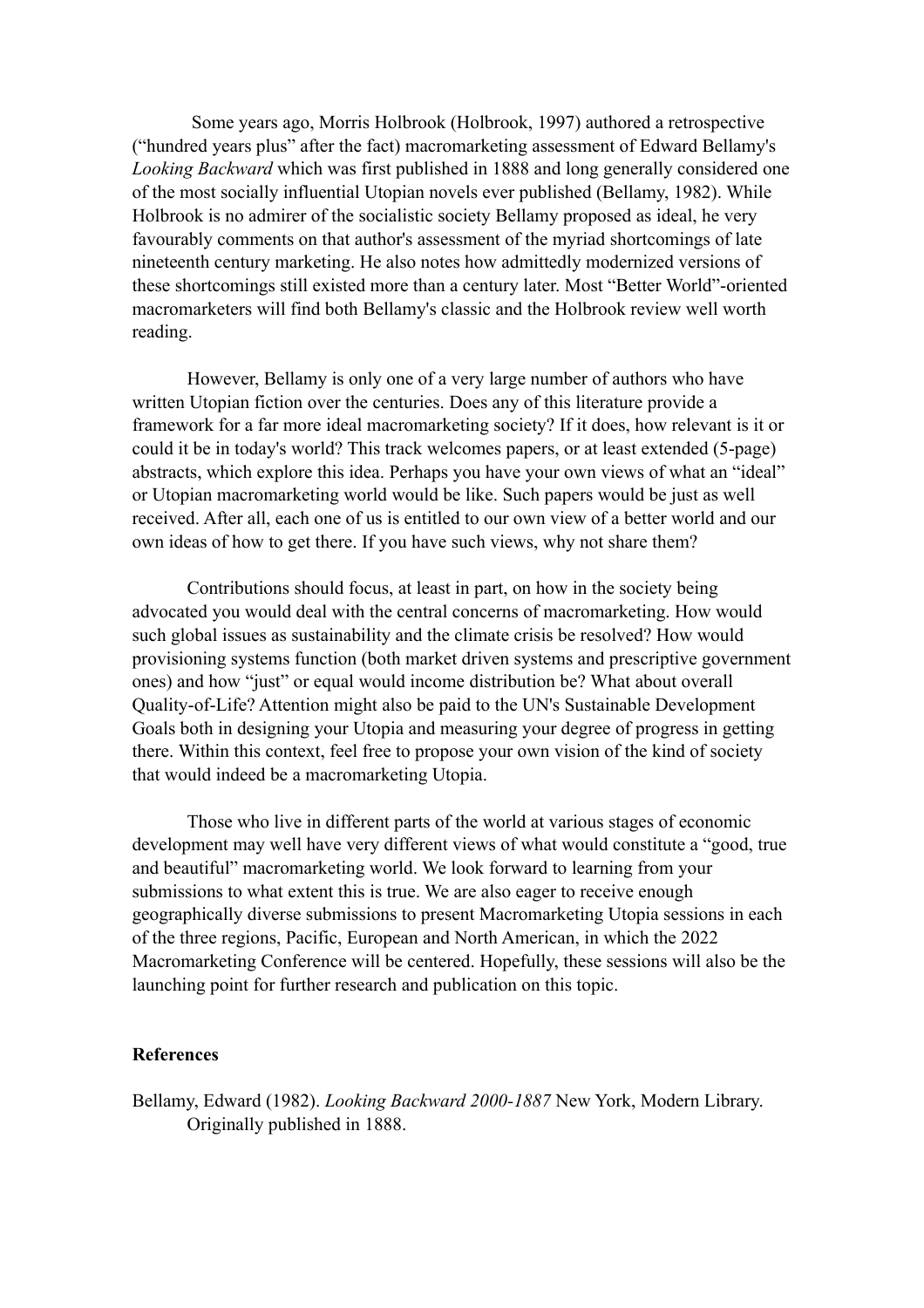Some years ago, Morris Holbrook (Holbrook, 1997) authored a retrospective ("hundred years plus" after the fact) macromarketing assessment of Edward Bellamy's *Looking Backward* which was first published in 1888 and long generally considered one of the most socially influential Utopian novels ever published (Bellamy, 1982). While Holbrook is no admirer of the socialistic society Bellamy proposed as ideal, he very favourably comments on that author's assessment of the myriad shortcomings of late nineteenth century marketing. He also notes how admittedly modernized versions of these shortcomings still existed more than a century later. Most "Better World"-oriented macromarketers will find both Bellamy's classic and the Holbrook review well worth reading.

However, Bellamy is only one of a very large number of authors who have written Utopian fiction over the centuries. Does any of this literature provide a framework for a far more ideal macromarketing society? If it does, how relevant is it or could it be in today's world? This track welcomes papers, or at least extended (5-page) abstracts, which explore this idea. Perhaps you have your own views of what an "ideal" or Utopian macromarketing world would be like. Such papers would be just as well received. After all, each one of us is entitled to our own view of a better world and our own ideas of how to get there. If you have such views, why not share them?

Contributions should focus, at least in part, on how in the society being advocated you would deal with the central concerns of macromarketing. How would such global issues as sustainability and the climate crisis be resolved? How would provisioning systems function (both market driven systems and prescriptive government ones) and how "just" or equal would income distribution be? What about overall Quality-of-Life? Attention might also be paid to the UN's Sustainable Development Goals both in designing your Utopia and measuring your degree of progress in getting there. Within this context, feel free to propose your own vision of the kind of society that would indeed be a macromarketing Utopia.

Those who live in different parts of the world at various stages of economic development may well have very different views of what would constitute a "good, true and beautiful" macromarketing world. We look forward to learning from your submissions to what extent this is true. We are also eager to receive enough geographically diverse submissions to present Macromarketing Utopia sessions in each of the three regions, Pacific, European and North American, in which the 2022 Macromarketing Conference will be centered. Hopefully, these sessions will also be the launching point for further research and publication on this topic.

**References**

Bellamy, Edward (1982). *Looking Backward 2000-1887* New York, Modern Library. Originally published in 1888.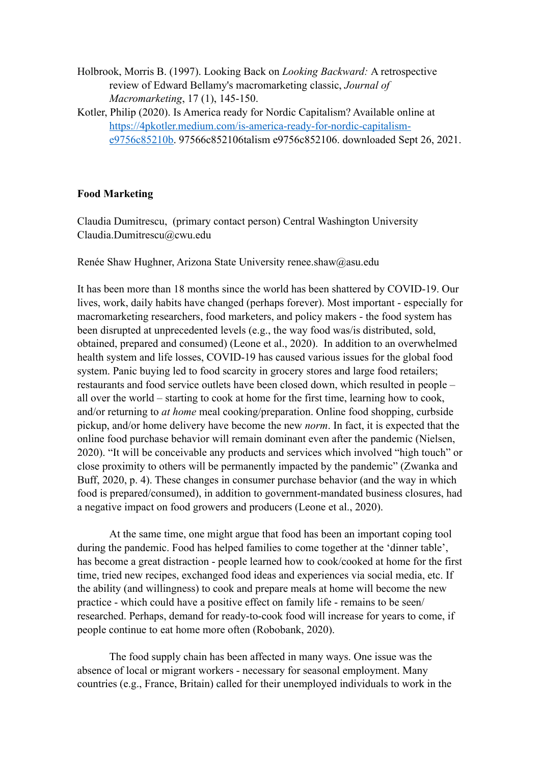Holbrook, Morris B. (1997). Looking Back on *Looking Backward:* A retrospective review of Edward Bellamy's macromarketing classic, *Journal of Macromarketing*, 17 (1), 145-150.

Kotler, Philip (2020). Is America ready for Nordic Capitalism? Available online at [https://4pkotler.medium.com/is-america-ready-for-nordic-capitalism-e9756c85210b](https://4pkotler.medium.com/is-america-ready-for-nordic-capitalism-e9756c85210b). 97566c852106talism e9756c852106. downloaded Sept 26, 2021.

**Food Marketing**

Claudia Dumitrescu, (primary contact person) Central Washington University Claudia.Dumitrescu@cwu.edu

Renée Shaw Hughner, Arizona State University renee.shaw@asu.edu

It has been more than 18 months since the world has been shattered by COVID-19. Our lives, work, daily habits have changed (perhaps forever). Most important - especially for macromarketing researchers, food marketers, and policy makers - the food system has been disrupted at unprecedented levels (e.g., the way food was/is distributed, sold, obtained, prepared and consumed) (Leone et al., 2020). In addition to an overwhelmed health system and life losses, COVID-19 has caused various issues for the global food system. Panic buying led to food scarcity in grocery stores and large food retailers; restaurants and food service outlets have been closed down, which resulted in people – all over the world – starting to cook at home for the first time, learning how to cook, and/or returning to *at home* meal cooking/preparation. Online food shopping, curbside pickup, and/or home delivery have become the new *norm*. In fact, it is expected that the online food purchase behavior will remain dominant even after the pandemic (Nielsen, 2020). "It will be conceivable any products and services which involved "high touch" or close proximity to others will be permanently impacted by the pandemic" (Zwanka and Buff, 2020, p. 4). These changes in consumer purchase behavior (and the way in which food is prepared/consumed), in addition to government-mandated business closures, had a negative impact on food growers and producers (Leone et al., 2020).

At the same time, one might argue that food has been an important coping tool during the pandemic. Food has helped families to come together at the 'dinner table', has become a great distraction - people learned how to cook/cooked at home for the first time, tried new recipes, exchanged food ideas and experiences via social media, etc. If the ability (and willingness) to cook and prepare meals at home will become the new practice - which could have a positive effect on family life - remains to be seen/ researched. Perhaps, demand for ready-to-cook food will increase for years to come, if people continue to eat home more often (Robobank, 2020).

The food supply chain has been affected in many ways. One issue was the absence of local or migrant workers - necessary for seasonal employment. Many countries (e.g., France, Britain) called for their unemployed individuals to work in the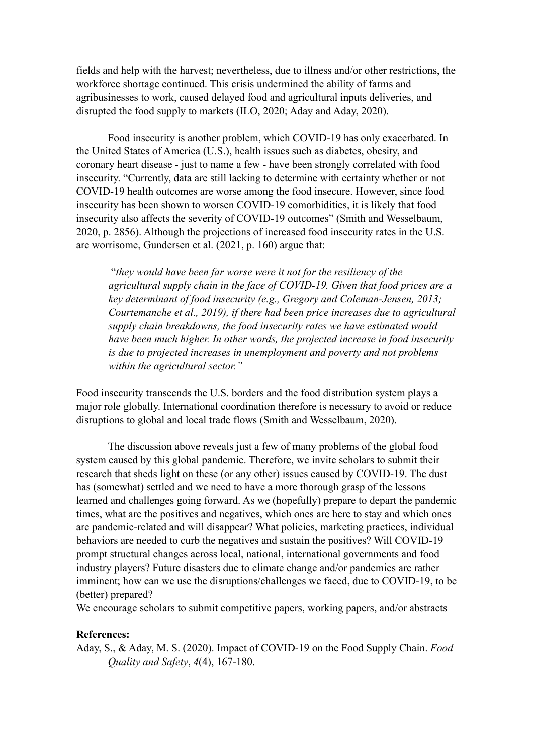fields and help with the harvest; nevertheless, due to illness and/or other restrictions, the workforce shortage continued. This crisis undermined the ability of farms and agribusinesses to work, caused delayed food and agricultural inputs deliveries, and disrupted the food supply to markets (ILO, 2020; Aday and Aday, 2020).

Food insecurity is another problem, which COVID-19 has only exacerbated. In the United States of America (U.S.), health issues such as diabetes, obesity, and coronary heart disease - just to name a few - have been strongly correlated with food insecurity. "Currently, data are still lacking to determine with certainty whether or not COVID-19 health outcomes are worse among the food insecure. However, since food insecurity has been shown to worsen COVID-19 comorbidities, it is likely that food insecurity also affects the severity of COVID-19 outcomes" (Smith and Wesselbaum, 2020, p. 2856). Although the projections of increased food insecurity rates in the U.S. are worrisome, Gundersen et al. (2021, p. 160) argue that:

> "*they would have been far worse were it not for the resiliency of the agricultural supply chain in the face of COVID-19. Given that food prices are a key determinant of food insecurity (e.g., Gregory and Coleman-Jensen, 2013; Courtemanche et al., 2019), if there had been price increases due to agricultural supply chain breakdowns, the food insecurity rates we have estimated would have been much higher. In other words, the projected increase in food insecurity is due to projected increases in unemployment and poverty and not problems within the agricultural sector.*"

Food insecurity transcends the U.S. borders and the food distribution system plays a major role globally. International coordination therefore is necessary to avoid or reduce disruptions to global and local trade flows (Smith and Wesselbaum, 2020).

The discussion above reveals just a few of many problems of the global food system caused by this global pandemic. Therefore, we invite scholars to submit their research that sheds light on these (or any other) issues caused by COVID-19. The dust has (somewhat) settled and we need to have a more thorough grasp of the lessons learned and challenges going forward. As we (hopefully) prepare to depart the pandemic times, what are the positives and negatives, which ones are here to stay and which ones are pandemic-related and will disappear? What policies, marketing practices, individual behaviors are needed to curb the negatives and sustain the positives? Will COVID-19 prompt structural changes across local, national, international governments and food industry players? Future disasters due to climate change and/or pandemics are rather imminent; how can we use the disruptions/challenges we faced, due to COVID-19, to be (better) prepared?

We encourage scholars to submit competitive papers, working papers, and/or abstracts

**References:**

Aday, S., & Aday, M. S. (2020). Impact of COVID-19 on the Food Supply Chain. *Food Quality and Safety*, *4*(4), 167-180.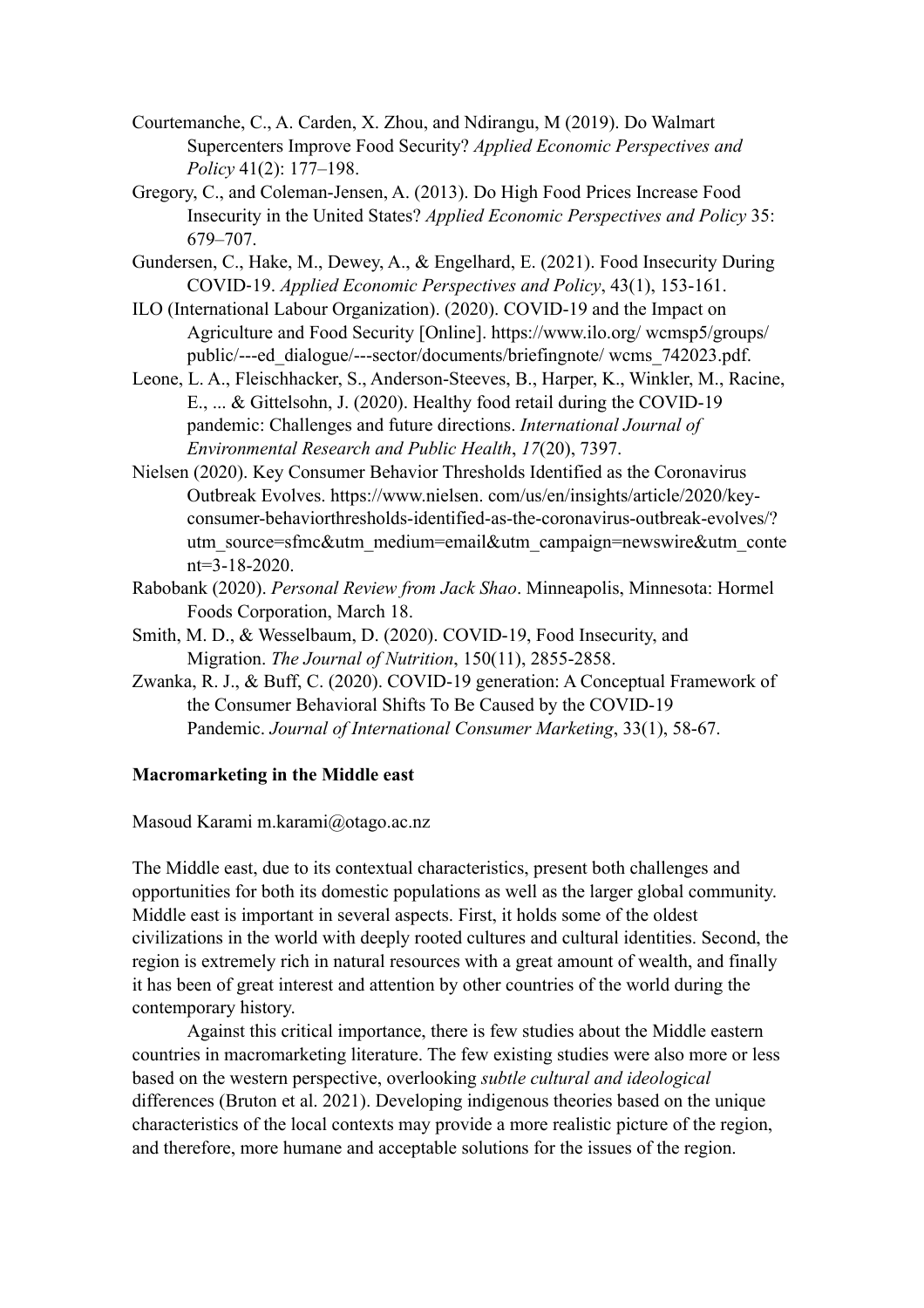Courtemanche, C., A. Carden, X. Zhou, and Ndirangu, M (2019). Do Walmart Supercenters Improve Food Security? *Applied Economic Perspectives and Policy* 41(2): 177–198.

Gregory, C., and Coleman-Jensen, A. (2013). Do High Food Prices Increase Food Insecurity in the United States? *Applied Economic Perspectives and Policy* 35: 679–707.

Gundersen, C., Hake, M., Dewey, A., & Engelhard, E. (2021). Food Insecurity During COVID-19. *Applied Economic Perspectives and Policy*, 43(1), 153-161.

ILO (International Labour Organization). (2020). COVID-19 and the Impact on Agriculture and Food Security [Online]. https://www.ilo.org/ wcmsp5/groups/ public/---ed_dialogue/---sector/documents/briefingnote/ wcms_742023.pdf.

Leone, L. A., Fleischhacker, S., Anderson-Steeves, B., Harper, K., Winkler, M., Racine, E., ... & Gittelsohn, J. (2020). Healthy food retail during the COVID-19 pandemic: Challenges and future directions. *International Journal of Environmental Research and Public Health*, *17*(20), 7397.

Nielsen (2020). Key Consumer Behavior Thresholds Identified as the Coronavirus Outbreak Evolves. https://www.nielsen. com/us/en/insights/article/2020/key-consumer-behaviorthresholds-identified-as-the-coronavirus-outbreak-evolves/?utm_source=sfmc&utm_medium=email&utm_campaign=newswire&utm_content=3-18-2020.

Rabobank (2020). *Personal Review from Jack Shao*. Minneapolis, Minnesota: Hormel Foods Corporation, March 18.

Smith, M. D., & Wesselbaum, D. (2020). COVID-19, Food Insecurity, and Migration. *The Journal of Nutrition*, 150(11), 2855-2858.

Zwanka, R. J., & Buff, C. (2020). COVID-19 generation: A Conceptual Framework of the Consumer Behavioral Shifts To Be Caused by the COVID-19 Pandemic. *Journal of International Consumer Marketing*, 33(1), 58-67.

**Macromarketing in the Middle east**

Masoud Karami m.karami@otago.ac.nz

The Middle east, due to its contextual characteristics, present both challenges and opportunities for both its domestic populations as well as the larger global community. Middle east is important in several aspects. First, it holds some of the oldest civilizations in the world with deeply rooted cultures and cultural identities. Second, the region is extremely rich in natural resources with a great amount of wealth, and finally it has been of great interest and attention by other countries of the world during the contemporary history.

Against this critical importance, there is few studies about the Middle eastern countries in macromarketing literature. The few existing studies were also more or less based on the western perspective, overlooking *subtle cultural and ideological* differences (Bruton et al. 2021). Developing indigenous theories based on the unique characteristics of the local contexts may provide a more realistic picture of the region, and therefore, more humane and acceptable solutions for the issues of the region.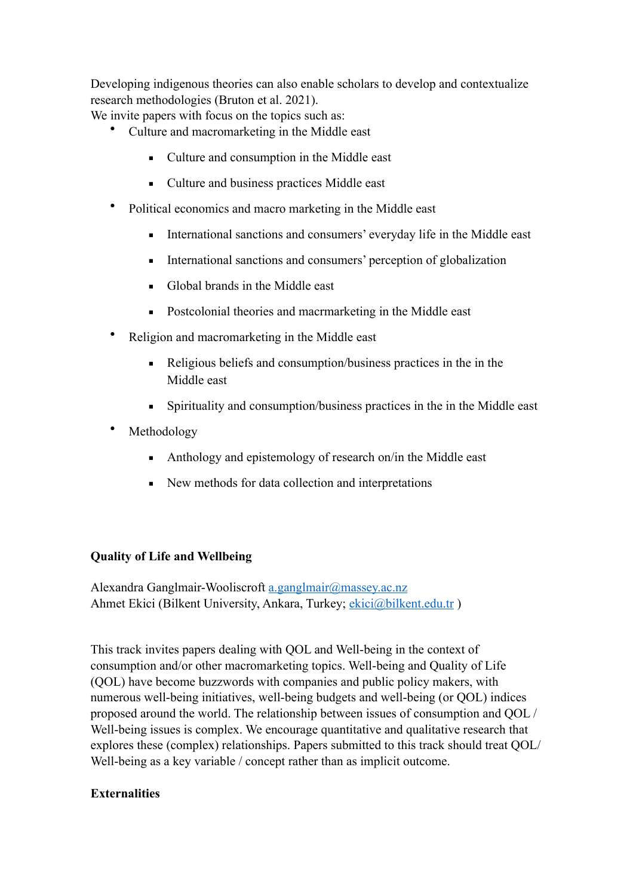Developing indigenous theories can also enable scholars to develop and contextualize research methodologies (Bruton et al. 2021).

We invite papers with focus on the topics such as:

- Culture and macromarketing in the Middle east
  - Culture and consumption in the Middle east
  - Culture and business practices Middle east
- Political economics and macro marketing in the Middle east
  - International sanctions and consumers' everyday life in the Middle east
  - International sanctions and consumers' perception of globalization
  - Global brands in the Middle east
  - Postcolonial theories and macrmarketing in the Middle east
- Religion and macromarketing in the Middle east
  - Religious beliefs and consumption/business practices in the in the Middle east
  - Spirituality and consumption/business practices in the in the Middle east
- Methodology
  - Anthology and epistemology of research on/in the Middle east
  - New methods for data collection and interpretations

**Quality of Life and Wellbeing**

Alexandra Ganglmair-Wooliscroft a.ganglmair@massey.ac.nz
Ahmet Ekici (Bilkent University, Ankara, Turkey; ekici@bilkent.edu.tr )

This track invites papers dealing with QOL and Well-being in the context of consumption and/or other macromarketing topics. Well-being and Quality of Life (QOL) have become buzzwords with companies and public policy makers, with numerous well-being initiatives, well-being budgets and well-being (or QOL) indices proposed around the world. The relationship between issues of consumption and QOL / Well-being issues is complex. We encourage quantitative and qualitative research that explores these (complex) relationships. Papers submitted to this track should treat QOL/ Well-being as a key variable / concept rather than as implicit outcome.

**Externalities**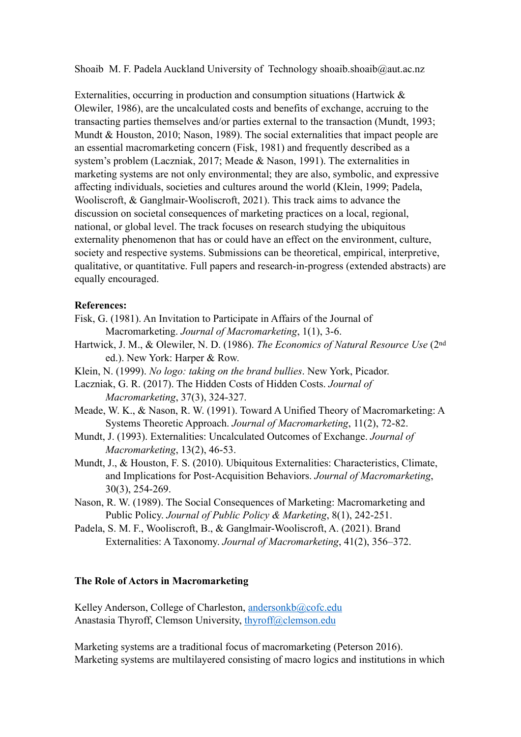Shoaib M. F. Padela Auckland University of Technology shoaib.shoaib@aut.ac.nz

Externalities, occurring in production and consumption situations (Hartwick & Olewiler, 1986), are the uncalculated costs and benefits of exchange, accruing to the transacting parties themselves and/or parties external to the transaction (Mundt, 1993; Mundt & Houston, 2010; Nason, 1989). The social externalities that impact people are an essential macromarketing concern (Fisk, 1981) and frequently described as a system's problem (Laczniak, 2017; Meade & Nason, 1991). The externalities in marketing systems are not only environmental; they are also, symbolic, and expressive affecting individuals, societies and cultures around the world (Klein, 1999; Padela, Wooliscroft, & Ganglmair-Wooliscroft, 2021). This track aims to advance the discussion on societal consequences of marketing practices on a local, regional, national, or global level. The track focuses on research studying the ubiquitous externality phenomenon that has or could have an effect on the environment, culture, society and respective systems. Submissions can be theoretical, empirical, interpretive, qualitative, or quantitative. Full papers and research-in-progress (extended abstracts) are equally encouraged.

**References:**

Fisk, G. (1981). An Invitation to Participate in Affairs of the Journal of Macromarketing. *Journal of Macromarketing*, 1(1), 3-6.

Hartwick, J. M., & Olewiler, N. D. (1986). *The Economics of Natural Resource Use* (2nd ed.). New York: Harper & Row.

Klein, N. (1999). *No logo: taking on the brand bullies*. New York, Picador.

Laczniak, G. R. (2017). The Hidden Costs of Hidden Costs. *Journal of Macromarketing*, 37(3), 324-327.

Meade, W. K., & Nason, R. W. (1991). Toward A Unified Theory of Macromarketing: A Systems Theoretic Approach. *Journal of Macromarketing*, 11(2), 72-82.

Mundt, J. (1993). Externalities: Uncalculated Outcomes of Exchange. *Journal of Macromarketing*, 13(2), 46-53.

Mundt, J., & Houston, F. S. (2010). Ubiquitous Externalities: Characteristics, Climate, and Implications for Post-Acquisition Behaviors. *Journal of Macromarketing*, 30(3), 254-269.

Nason, R. W. (1989). The Social Consequences of Marketing: Macromarketing and Public Policy. *Journal of Public Policy & Marketing*, 8(1), 242-251.

Padela, S. M. F., Wooliscroft, B., & Ganglmair-Wooliscroft, A. (2021). Brand Externalities: A Taxonomy. *Journal of Macromarketing*, 41(2), 356–372.

## The Role of Actors in Macromarketing

Kelley Anderson, College of Charleston, andersonkb@cofc.edu
Anastasia Thyroff, Clemson University, thyroff@clemson.edu

Marketing systems are a traditional focus of macromarketing (Peterson 2016). Marketing systems are multilayered consisting of macro logics and institutions in which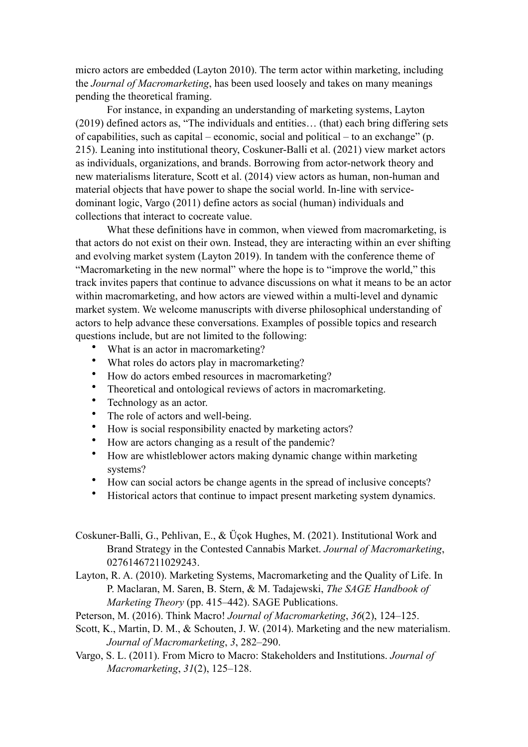micro actors are embedded (Layton 2010). The term actor within marketing, including the *Journal of Macromarketing*, has been used loosely and takes on many meanings pending the theoretical framing.

For instance, in expanding an understanding of marketing systems, Layton (2019) defined actors as, "The individuals and entities… (that) each bring differing sets of capabilities, such as capital – economic, social and political – to an exchange" (p. 215). Leaning into institutional theory, Coskuner-Balli et al. (2021) view market actors as individuals, organizations, and brands. Borrowing from actor-network theory and new materialisms literature, Scott et al. (2014) view actors as human, non-human and material objects that have power to shape the social world. In-line with service-dominant logic, Vargo (2011) define actors as social (human) individuals and collections that interact to cocreate value.

What these definitions have in common, when viewed from macromarketing, is that actors do not exist on their own. Instead, they are interacting within an ever shifting and evolving market system (Layton 2019). In tandem with the conference theme of "Macromarketing in the new normal" where the hope is to "improve the world," this track invites papers that continue to advance discussions on what it means to be an actor within macromarketing, and how actors are viewed within a multi-level and dynamic market system. We welcome manuscripts with diverse philosophical understanding of actors to help advance these conversations. Examples of possible topics and research questions include, but are not limited to the following:

- What is an actor in macromarketing?
- What roles do actors play in macromarketing?
- How do actors embed resources in macromarketing?
- Theoretical and ontological reviews of actors in macromarketing.
- Technology as an actor.
- The role of actors and well-being.
- How is social responsibility enacted by marketing actors?
- How are actors changing as a result of the pandemic?
- How are whistleblower actors making dynamic change within marketing systems?
- How can social actors be change agents in the spread of inclusive concepts?
- Historical actors that continue to impact present marketing system dynamics.

Coskuner-Balli, G., Pehlivan, E., & Üçok Hughes, M. (2021). Institutional Work and Brand Strategy in the Contested Cannabis Market. *Journal of Macromarketing*, 02761467211029243.

Layton, R. A. (2010). Marketing Systems, Macromarketing and the Quality of Life. In P. Maclaran, M. Saren, B. Stern, & M. Tadajewski, *The SAGE Handbook of Marketing Theory* (pp. 415–442). SAGE Publications.

Peterson, M. (2016). Think Macro! *Journal of Macromarketing*, *36*(2), 124–125.

Scott, K., Martin, D. M., & Schouten, J. W. (2014). Marketing and the new materialism. *Journal of Macromarketing*, *3*, 282–290.

Vargo, S. L. (2011). From Micro to Macro: Stakeholders and Institutions. *Journal of Macromarketing*, *31*(2), 125–128.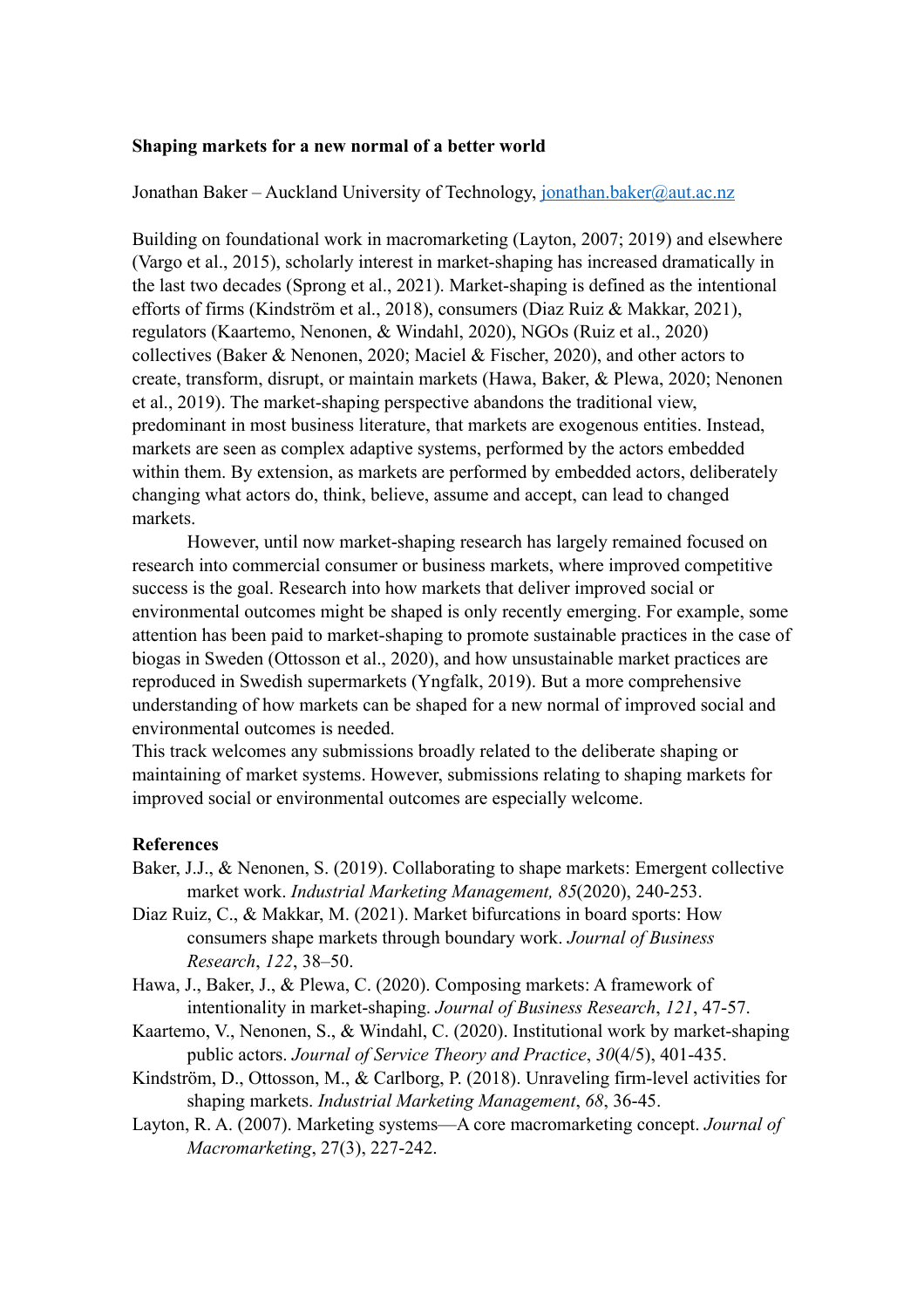**Shaping markets for a new normal of a better world**

Jonathan Baker – Auckland University of Technology, jonathan.baker@aut.ac.nz

Building on foundational work in macromarketing (Layton, 2007; 2019) and elsewhere (Vargo et al., 2015), scholarly interest in market-shaping has increased dramatically in the last two decades (Sprong et al., 2021). Market-shaping is defined as the intentional efforts of firms (Kindström et al., 2018), consumers (Diaz Ruiz & Makkar, 2021), regulators (Kaartemo, Nenonen, & Windahl, 2020), NGOs (Ruiz et al., 2020) collectives (Baker & Nenonen, 2020; Maciel & Fischer, 2020), and other actors to create, transform, disrupt, or maintain markets (Hawa, Baker, & Plewa, 2020; Nenonen et al., 2019). The market-shaping perspective abandons the traditional view, predominant in most business literature, that markets are exogenous entities. Instead, markets are seen as complex adaptive systems, performed by the actors embedded within them. By extension, as markets are performed by embedded actors, deliberately changing what actors do, think, believe, assume and accept, can lead to changed markets.

However, until now market-shaping research has largely remained focused on research into commercial consumer or business markets, where improved competitive success is the goal. Research into how markets that deliver improved social or environmental outcomes might be shaped is only recently emerging. For example, some attention has been paid to market-shaping to promote sustainable practices in the case of biogas in Sweden (Ottosson et al., 2020), and how unsustainable market practices are reproduced in Swedish supermarkets (Yngfalk, 2019). But a more comprehensive understanding of how markets can be shaped for a new normal of improved social and environmental outcomes is needed.

This track welcomes any submissions broadly related to the deliberate shaping or maintaining of market systems. However, submissions relating to shaping markets for improved social or environmental outcomes are especially welcome.

**References**

Baker, J.J., & Nenonen, S. (2019). Collaborating to shape markets: Emergent collective market work. *Industrial Marketing Management, 85*(2020), 240-253.

Diaz Ruiz, C., & Makkar, M. (2021). Market bifurcations in board sports: How consumers shape markets through boundary work. *Journal of Business Research*, *122*, 38–50.

Hawa, J., Baker, J., & Plewa, C. (2020). Composing markets: A framework of intentionality in market-shaping. *Journal of Business Research*, *121*, 47-57.

Kaartemo, V., Nenonen, S., & Windahl, C. (2020). Institutional work by market-shaping public actors. *Journal of Service Theory and Practice*, *30*(4/5), 401-435.

Kindström, D., Ottosson, M., & Carlborg, P. (2018). Unraveling firm-level activities for shaping markets. *Industrial Marketing Management*, *68*, 36-45.

Layton, R. A. (2007). Marketing systems—A core macromarketing concept. *Journal of Macromarketing*, 27(3), 227-242.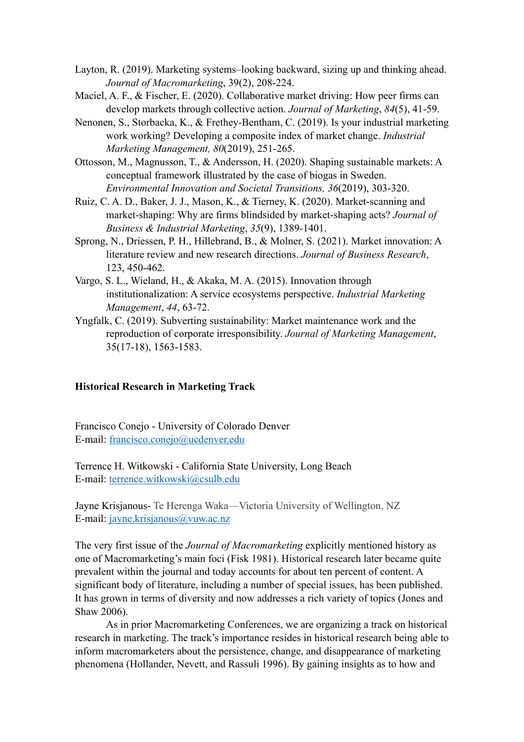Layton, R. (2019). Marketing systems–looking backward, sizing up and thinking ahead. *Journal of Macromarketing*, 39(2), 208-224.

Maciel, A. F., & Fischer, E. (2020). Collaborative market driving: How peer firms can develop markets through collective action. *Journal of Marketing*, *84*(5), 41-59.

Nenonen, S., Storbacka, K., & Frethey-Bentham, C. (2019). Is your industrial marketing work working? Developing a composite index of market change. *Industrial Marketing Management, 80*(2019), 251-265.

Ottosson, M., Magnusson, T., & Andersson, H. (2020). Shaping sustainable markets: A conceptual framework illustrated by the case of biogas in Sweden. *Environmental Innovation and Societal Transitions, 36*(2019), 303-320.

Ruiz, C. A. D., Baker, J. J., Mason, K., & Tierney, K. (2020). Market-scanning and market-shaping: Why are firms blindsided by market-shaping acts? *Journal of Business & Industrial Marketing*, *35*(9), 1389-1401.

Sprong, N., Driessen, P. H., Hillebrand, B., & Molner, S. (2021). Market innovation: A literature review and new research directions. *Journal of Business Research*, 123, 450-462.

Vargo, S. L., Wieland, H., & Akaka, M. A. (2015). Innovation through institutionalization: A service ecosystems perspective. *Industrial Marketing Management*, *44*, 63-72.

Yngfalk, C. (2019). Subverting sustainability: Market maintenance work and the reproduction of corporate irresponsibility. *Journal of Marketing Management*, 35(17-18), 1563-1583.

## Historical Research in Marketing Track

Francisco Conejo - University of Colorado Denver
E-mail: francisco.conejo@ucdenver.edu

Terrence H. Witkowski - California State University, Long Beach
E-mail: terrence.witkowski@csulb.edu

Jayne Krisjanous- Te Herenga Waka—Victoria University of Wellington, NZ
E-mail: jayne.krisjanous@vuw.ac.nz

The very first issue of the *Journal of Macromarketing* explicitly mentioned history as one of Macromarketing's main foci (Fisk 1981). Historical research later became quite prevalent within the journal and today accounts for about ten percent of content. A significant body of literature, including a number of special issues, has been published. It has grown in terms of diversity and now addresses a rich variety of topics (Jones and Shaw 2006).

As in prior Macromarketing Conferences, we are organizing a track on historical research in marketing. The track's importance resides in historical research being able to inform macromarketers about the persistence, change, and disappearance of marketing phenomena (Hollander, Nevett, and Rassuli 1996). By gaining insights as to how and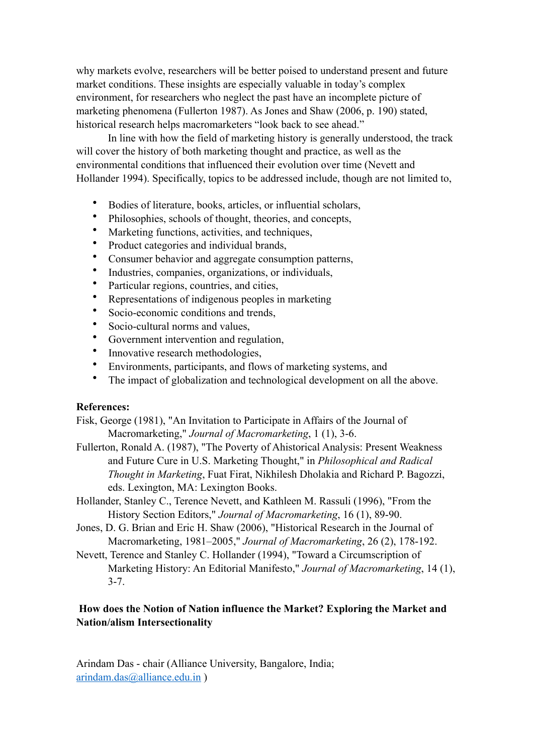why markets evolve, researchers will be better poised to understand present and future market conditions. These insights are especially valuable in today's complex environment, for researchers who neglect the past have an incomplete picture of marketing phenomena (Fullerton 1987). As Jones and Shaw (2006, p. 190) stated, historical research helps macromarketers "look back to see ahead."

In line with how the field of marketing history is generally understood, the track will cover the history of both marketing thought and practice, as well as the environmental conditions that influenced their evolution over time (Nevett and Hollander 1994). Specifically, topics to be addressed include, though are not limited to,

- Bodies of literature, books, articles, or influential scholars,
- Philosophies, schools of thought, theories, and concepts,
- Marketing functions, activities, and techniques,
- Product categories and individual brands,
- Consumer behavior and aggregate consumption patterns,
- Industries, companies, organizations, or individuals,
- Particular regions, countries, and cities,
- Representations of indigenous peoples in marketing
- Socio-economic conditions and trends,
- Socio-cultural norms and values,
- Government intervention and regulation,
- Innovative research methodologies,
- Environments, participants, and flows of marketing systems, and
- The impact of globalization and technological development on all the above.

**References:**

Fisk, George (1981), "An Invitation to Participate in Affairs of the Journal of Macromarketing," *Journal of Macromarketing*, 1 (1), 3-6.

Fullerton, Ronald A. (1987), "The Poverty of Ahistorical Analysis: Present Weakness and Future Cure in U.S. Marketing Thought," in *Philosophical and Radical Thought in Marketing*, Fuat Firat, Nikhilesh Dholakia and Richard P. Bagozzi, eds. Lexington, MA: Lexington Books.

Hollander, Stanley C., Terence Nevett, and Kathleen M. Rassuli (1996), "From the History Section Editors," *Journal of Macromarketing*, 16 (1), 89-90.

Jones, D. G. Brian and Eric H. Shaw (2006), "Historical Research in the Journal of Macromarketing, 1981–2005," *Journal of Macromarketing*, 26 (2), 178-192.

Nevett, Terence and Stanley C. Hollander (1994), "Toward a Circumscription of Marketing History: An Editorial Manifesto," *Journal of Macromarketing*, 14 (1), 3-7.

## How does the Notion of Nation influence the Market? Exploring the Market and Nation/alism Intersectionality

Arindam Das - chair (Alliance University, Bangalore, India; arindam.das@alliance.edu.in )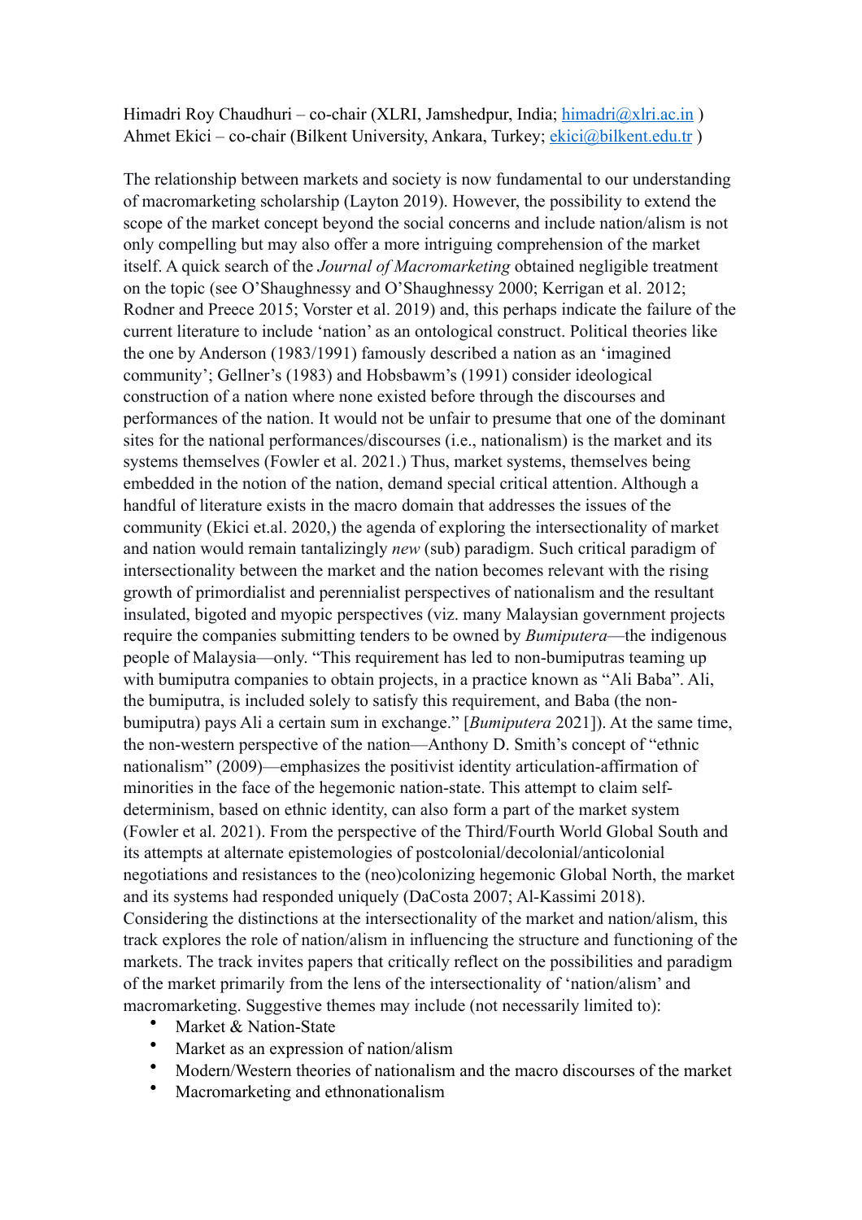Himadri Roy Chaudhuri – co-chair (XLRI, Jamshedpur, India; himadri@xlri.ac.in )
Ahmet Ekici – co-chair (Bilkent University, Ankara, Turkey; ekici@bilkent.edu.tr )

The relationship between markets and society is now fundamental to our understanding of macromarketing scholarship (Layton 2019). However, the possibility to extend the scope of the market concept beyond the social concerns and include nation/alism is not only compelling but may also offer a more intriguing comprehension of the market itself. A quick search of the *Journal of Macromarketing* obtained negligible treatment on the topic (see O'Shaughnessy and O'Shaughnessy 2000; Kerrigan et al. 2012; Rodner and Preece 2015; Vorster et al. 2019) and, this perhaps indicate the failure of the current literature to include 'nation' as an ontological construct. Political theories like the one by Anderson (1983/1991) famously described a nation as an 'imagined community'; Gellner's (1983) and Hobsbawm's (1991) consider ideological construction of a nation where none existed before through the discourses and performances of the nation. It would not be unfair to presume that one of the dominant sites for the national performances/discourses (i.e., nationalism) is the market and its systems themselves (Fowler et al. 2021.) Thus, market systems, themselves being embedded in the notion of the nation, demand special critical attention. Although a handful of literature exists in the macro domain that addresses the issues of the community (Ekici et.al. 2020,) the agenda of exploring the intersectionality of market and nation would remain tantalizingly *new* (sub) paradigm. Such critical paradigm of intersectionality between the market and the nation becomes relevant with the rising growth of primordialist and perennialist perspectives of nationalism and the resultant insulated, bigoted and myopic perspectives (viz. many Malaysian government projects require the companies submitting tenders to be owned by *Bumiputera*—the indigenous people of Malaysia—only. "This requirement has led to non-bumiputras teaming up with bumiputra companies to obtain projects, in a practice known as "Ali Baba". Ali, the bumiputra, is included solely to satisfy this requirement, and Baba (the non-bumiputra) pays Ali a certain sum in exchange." [*Bumiputera* 2021]). At the same time, the non-western perspective of the nation—Anthony D. Smith's concept of "ethnic nationalism" (2009)—emphasizes the positivist identity articulation-affirmation of minorities in the face of the hegemonic nation-state. This attempt to claim self-determinism, based on ethnic identity, can also form a part of the market system (Fowler et al. 2021). From the perspective of the Third/Fourth World Global South and its attempts at alternate epistemologies of postcolonial/decolonial/anticolonial negotiations and resistances to the (neo)colonizing hegemonic Global North, the market and its systems had responded uniquely (DaCosta 2007; Al-Kassimi 2018). Considering the distinctions at the intersectionality of the market and nation/alism, this track explores the role of nation/alism in influencing the structure and functioning of the markets. The track invites papers that critically reflect on the possibilities and paradigm of the market primarily from the lens of the intersectionality of 'nation/alism' and macromarketing. Suggestive themes may include (not necessarily limited to):

- Market & Nation-State
- Market as an expression of nation/alism
- Modern/Western theories of nationalism and the macro discourses of the market
- Macromarketing and ethnonationalism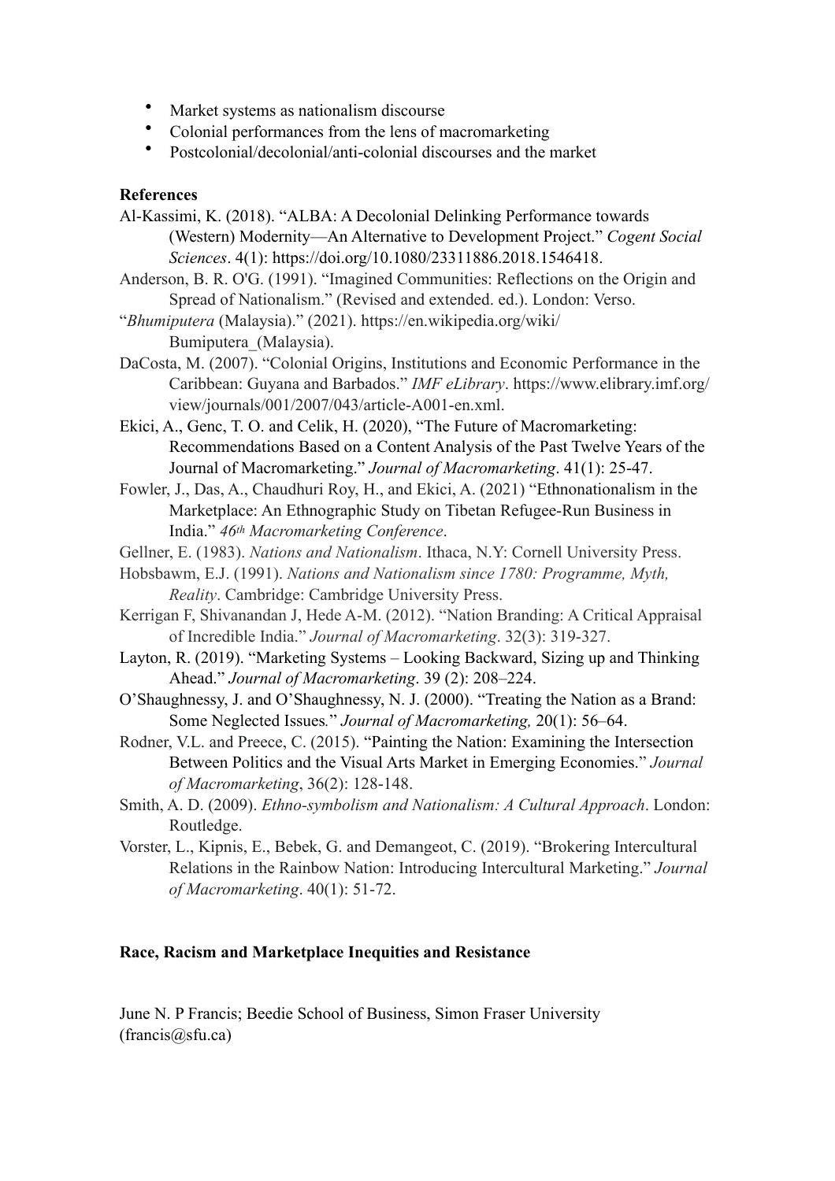- Market systems as nationalism discourse
- Colonial performances from the lens of macromarketing
- Postcolonial/decolonial/anti-colonial discourses and the market

**References**

Al-Kassimi, K. (2018). "ALBA: A Decolonial Delinking Performance towards (Western) Modernity—An Alternative to Development Project." *Cogent Social Sciences*. 4(1): https://doi.org/10.1080/23311886.2018.1546418.

Anderson, B. R. O'G. (1991). "Imagined Communities: Reflections on the Origin and Spread of Nationalism." (Revised and extended. ed.). London: Verso.

"*Bhumiputera* (Malaysia)." (2021). https://en.wikipedia.org/wiki/Bumiputera_(Malaysia).

DaCosta, M. (2007). "Colonial Origins, Institutions and Economic Performance in the Caribbean: Guyana and Barbados." *IMF eLibrary*. https://www.elibrary.imf.org/view/journals/001/2007/043/article-A001-en.xml.

Ekici, A., Genc, T. O. and Celik, H. (2020), "The Future of Macromarketing: Recommendations Based on a Content Analysis of the Past Twelve Years of the Journal of Macromarketing." *Journal of Macromarketing*. 41(1): 25-47.

Fowler, J., Das, A., Chaudhuri Roy, H., and Ekici, A. (2021) "Ethnonationalism in the Marketplace: An Ethnographic Study on Tibetan Refugee-Run Business in India." *46th Macromarketing Conference*.

Gellner, E. (1983). *Nations and Nationalism*. Ithaca, N.Y: Cornell University Press.

Hobsbawm, E.J. (1991). *Nations and Nationalism since 1780: Programme, Myth, Reality*. Cambridge: Cambridge University Press.

Kerrigan F, Shivanandan J, Hede A-M. (2012). "Nation Branding: A Critical Appraisal of Incredible India." *Journal of Macromarketing*. 32(3): 319-327.

Layton, R. (2019). "Marketing Systems – Looking Backward, Sizing up and Thinking Ahead." *Journal of Macromarketing*. 39 (2): 208–224.

O'Shaughnessy, J. and O'Shaughnessy, N. J. (2000). "Treating the Nation as a Brand: Some Neglected Issues." *Journal of Macromarketing,* 20(1): 56–64.

Rodner, V.L. and Preece, C. (2015). "Painting the Nation: Examining the Intersection Between Politics and the Visual Arts Market in Emerging Economies." *Journal of Macromarketing*, 36(2): 128-148.

Smith, A. D. (2009). *Ethno-symbolism and Nationalism: A Cultural Approach*. London: Routledge.

Vorster, L., Kipnis, E., Bebek, G. and Demangeot, C. (2019). "Brokering Intercultural Relations in the Rainbow Nation: Introducing Intercultural Marketing." *Journal of Macromarketing*. 40(1): 51-72.

**Race, Racism and Marketplace Inequities and Resistance**

June N. P Francis; Beedie School of Business, Simon Fraser University (francis@sfu.ca)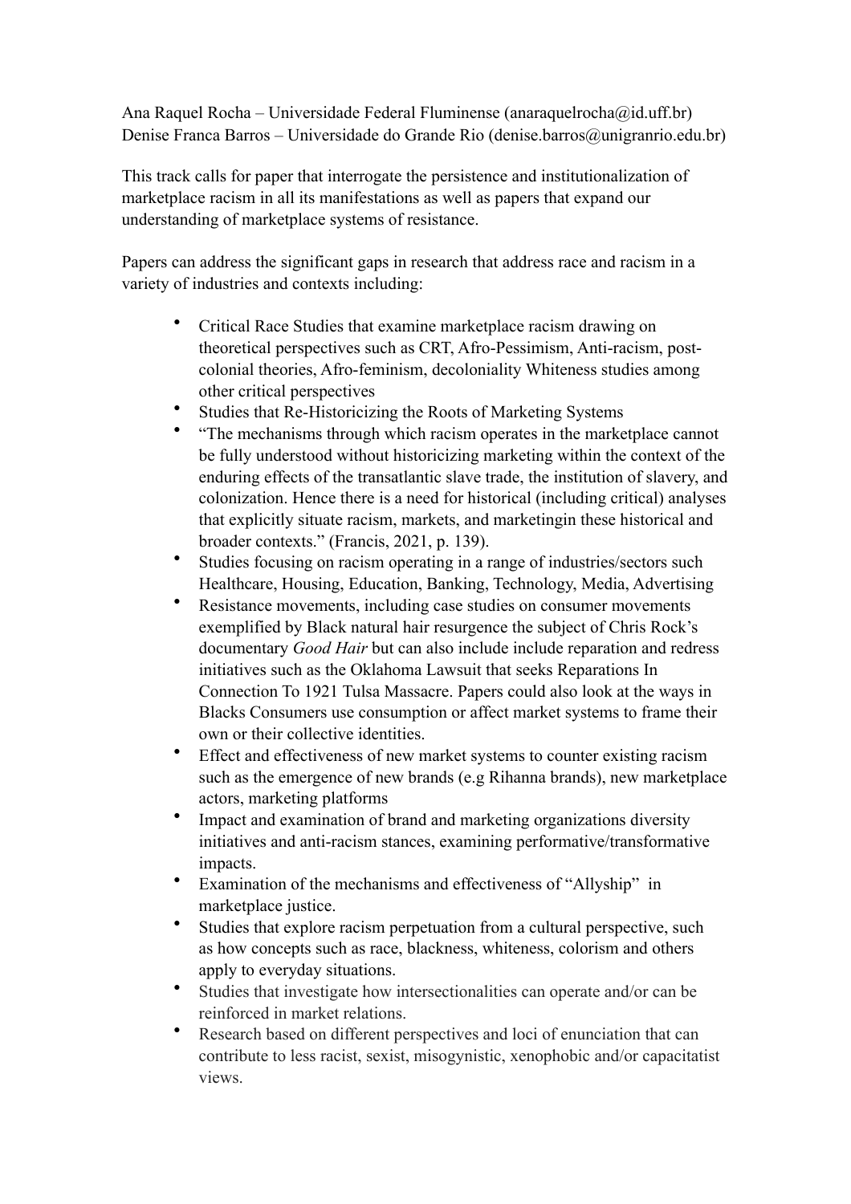Ana Raquel Rocha – Universidade Federal Fluminense (anaraquelrocha@id.uff.br)
Denise Franca Barros – Universidade do Grande Rio (denise.barros@unigranrio.edu.br)

This track calls for paper that interrogate the persistence and institutionalization of marketplace racism in all its manifestations as well as papers that expand our understanding of marketplace systems of resistance.

Papers can address the significant gaps in research that address race and racism in a variety of industries and contexts including:

- Critical Race Studies that examine marketplace racism drawing on theoretical perspectives such as CRT, Afro-Pessimism, Anti-racism, post-colonial theories, Afro-feminism, decoloniality Whiteness studies among other critical perspectives
- Studies that Re-Historicizing the Roots of Marketing Systems
- "The mechanisms through which racism operates in the marketplace cannot be fully understood without historicizing marketing within the context of the enduring effects of the transatlantic slave trade, the institution of slavery, and colonization. Hence there is a need for historical (including critical) analyses that explicitly situate racism, markets, and marketingin these historical and broader contexts." (Francis, 2021, p. 139).
- Studies focusing on racism operating in a range of industries/sectors such Healthcare, Housing, Education, Banking, Technology, Media, Advertising
- Resistance movements, including case studies on consumer movements exemplified by Black natural hair resurgence the subject of Chris Rock's documentary *Good Hair* but can also include include reparation and redress initiatives such as the Oklahoma Lawsuit that seeks Reparations In Connection To 1921 Tulsa Massacre. Papers could also look at the ways in Blacks Consumers use consumption or affect market systems to frame their own or their collective identities.
- Effect and effectiveness of new market systems to counter existing racism such as the emergence of new brands (e.g Rihanna brands), new marketplace actors, marketing platforms
- Impact and examination of brand and marketing organizations diversity initiatives and anti-racism stances, examining performative/transformative impacts.
- Examination of the mechanisms and effectiveness of "Allyship" in marketplace justice.
- Studies that explore racism perpetuation from a cultural perspective, such as how concepts such as race, blackness, whiteness, colorism and others apply to everyday situations.
- Studies that investigate how intersectionalities can operate and/or can be reinforced in market relations.
- Research based on different perspectives and loci of enunciation that can contribute to less racist, sexist, misogynistic, xenophobic and/or capacitatist views.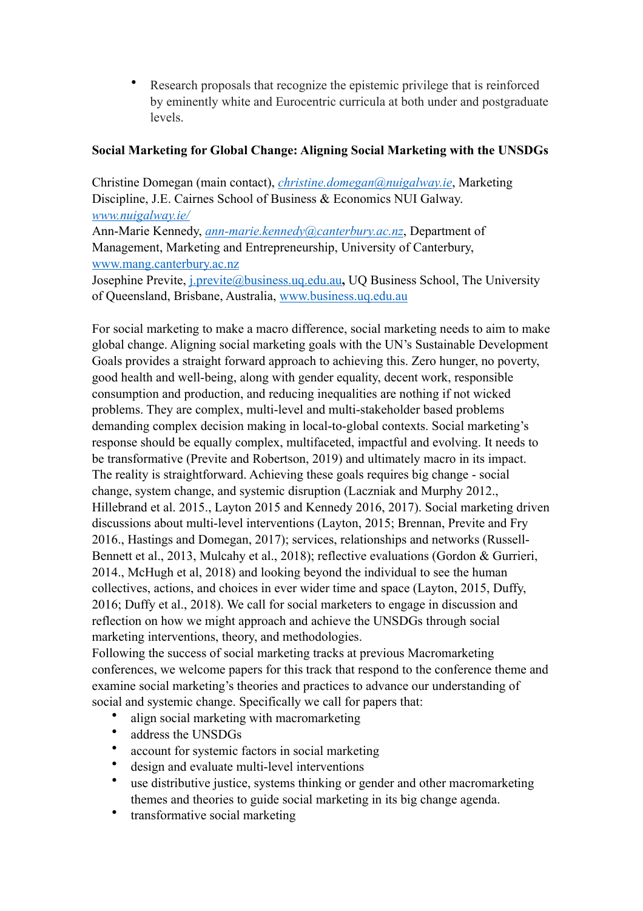- Research proposals that recognize the epistemic privilege that is reinforced by eminently white and Eurocentric curricula at both under and postgraduate levels.

**Social Marketing for Global Change: Aligning Social Marketing with the UNSDGs**

Christine Domegan (main contact), *christine.domegan@nuigalway.ie*, Marketing Discipline, J.E. Cairnes School of Business & Economics NUI Galway. *www.nuigalway.ie/*
Ann-Marie Kennedy, *ann-marie.kennedy@canterbury.ac.nz*, Department of Management, Marketing and Entrepreneurship, University of Canterbury, www.mang.canterbury.ac.nz
Josephine Previte, j.previte@business.uq.edu.au**,** UQ Business School, The University of Queensland, Brisbane, Australia, www.business.uq.edu.au

For social marketing to make a macro difference, social marketing needs to aim to make global change. Aligning social marketing goals with the UN's Sustainable Development Goals provides a straight forward approach to achieving this. Zero hunger, no poverty, good health and well-being, along with gender equality, decent work, responsible consumption and production, and reducing inequalities are nothing if not wicked problems. They are complex, multi-level and multi-stakeholder based problems demanding complex decision making in local-to-global contexts. Social marketing's response should be equally complex, multifaceted, impactful and evolving. It needs to be transformative (Previte and Robertson, 2019) and ultimately macro in its impact. The reality is straightforward. Achieving these goals requires big change - social change, system change, and systemic disruption (Laczniak and Murphy 2012., Hillebrand et al. 2015., Layton 2015 and Kennedy 2016, 2017). Social marketing driven discussions about multi-level interventions (Layton, 2015; Brennan, Previte and Fry 2016., Hastings and Domegan, 2017); services, relationships and networks (Russell-Bennett et al., 2013, Mulcahy et al., 2018); reflective evaluations (Gordon & Gurrieri, 2014., McHugh et al, 2018) and looking beyond the individual to see the human collectives, actions, and choices in ever wider time and space (Layton, 2015, Duffy, 2016; Duffy et al., 2018). We call for social marketers to engage in discussion and reflection on how we might approach and achieve the UNSDGs through social marketing interventions, theory, and methodologies.
Following the success of social marketing tracks at previous Macromarketing conferences, we welcome papers for this track that respond to the conference theme and examine social marketing's theories and practices to advance our understanding of social and systemic change. Specifically we call for papers that:

- align social marketing with macromarketing
- address the UNSDGs
- account for systemic factors in social marketing
- design and evaluate multi-level interventions
- use distributive justice, systems thinking or gender and other macromarketing themes and theories to guide social marketing in its big change agenda.
- transformative social marketing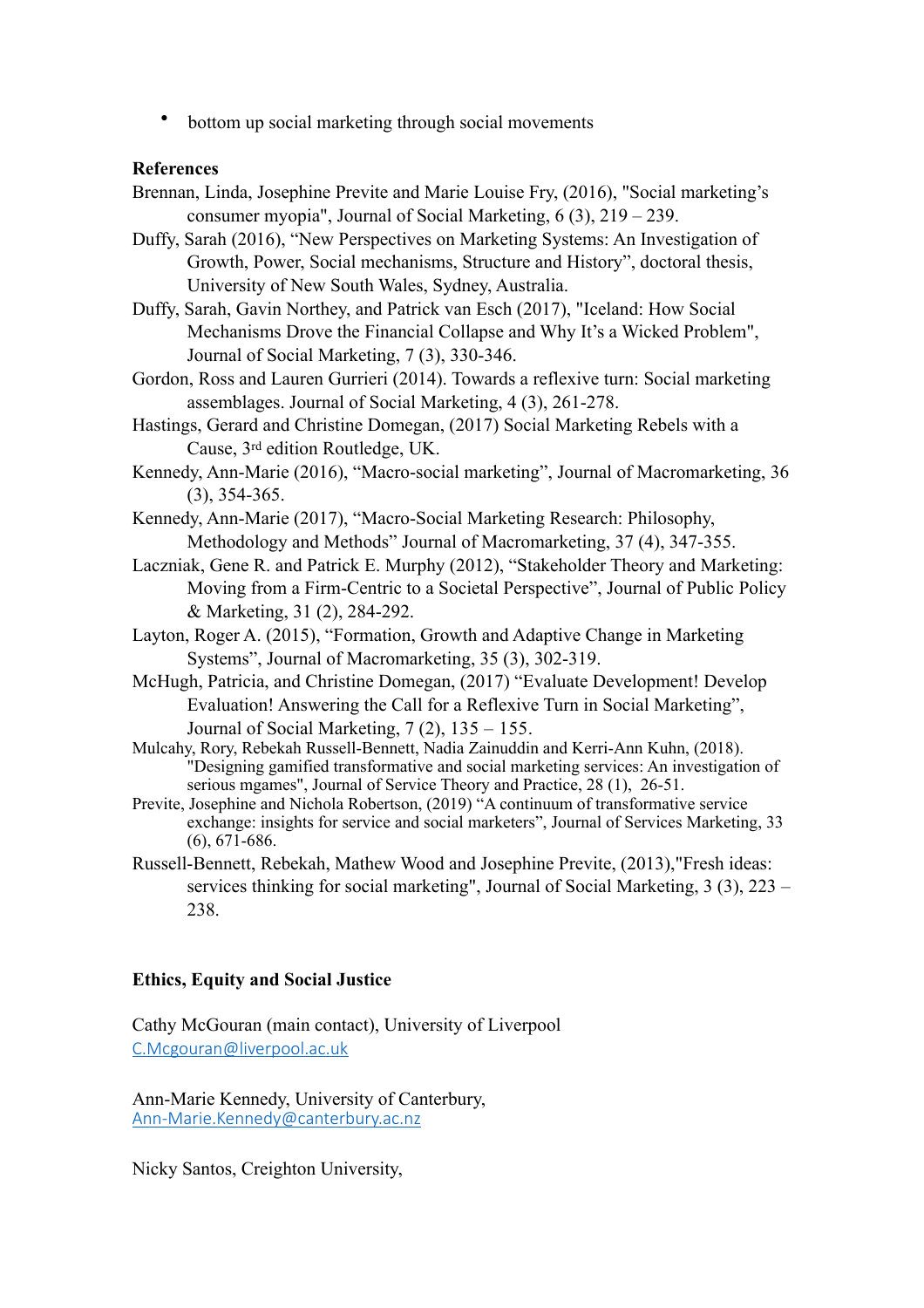- bottom up social marketing through social movements

**References**

Brennan, Linda, Josephine Previte and Marie Louise Fry, (2016), "Social marketing's consumer myopia", Journal of Social Marketing, 6 (3), 219 – 239.

Duffy, Sarah (2016), "New Perspectives on Marketing Systems: An Investigation of Growth, Power, Social mechanisms, Structure and History", doctoral thesis, University of New South Wales, Sydney, Australia.

Duffy, Sarah, Gavin Northey, and Patrick van Esch (2017), "Iceland: How Social Mechanisms Drove the Financial Collapse and Why It's a Wicked Problem", Journal of Social Marketing, 7 (3), 330-346.

Gordon, Ross and Lauren Gurrieri (2014). Towards a reflexive turn: Social marketing assemblages. Journal of Social Marketing, 4 (3), 261-278.

Hastings, Gerard and Christine Domegan, (2017) Social Marketing Rebels with a Cause, 3rd edition Routledge, UK.

Kennedy, Ann-Marie (2016), "Macro-social marketing", Journal of Macromarketing, 36 (3), 354-365.

Kennedy, Ann-Marie (2017), "Macro-Social Marketing Research: Philosophy, Methodology and Methods" Journal of Macromarketing, 37 (4), 347-355.

Laczniak, Gene R. and Patrick E. Murphy (2012), "Stakeholder Theory and Marketing: Moving from a Firm-Centric to a Societal Perspective", Journal of Public Policy & Marketing, 31 (2), 284-292.

Layton, Roger A. (2015), "Formation, Growth and Adaptive Change in Marketing Systems", Journal of Macromarketing, 35 (3), 302-319.

McHugh, Patricia, and Christine Domegan, (2017) "Evaluate Development! Develop Evaluation! Answering the Call for a Reflexive Turn in Social Marketing", Journal of Social Marketing, 7 (2), 135 – 155.

Mulcahy, Rory, Rebekah Russell-Bennett, Nadia Zainuddin and Kerri-Ann Kuhn, (2018). "Designing gamified transformative and social marketing services: An investigation of serious mgames", Journal of Service Theory and Practice, 28 (1), 26-51.

Previte, Josephine and Nichola Robertson, (2019) "A continuum of transformative service exchange: insights for service and social marketers", Journal of Services Marketing, 33 (6), 671-686.

Russell-Bennett, Rebekah, Mathew Wood and Josephine Previte, (2013),"Fresh ideas: services thinking for social marketing", Journal of Social Marketing, 3 (3), 223 – 238.

**Ethics, Equity and Social Justice**

Cathy McGouran (main contact), University of Liverpool
C.Mcgouran@liverpool.ac.uk

Ann-Marie Kennedy, University of Canterbury,
Ann-Marie.Kennedy@canterbury.ac.nz

Nicky Santos, Creighton University,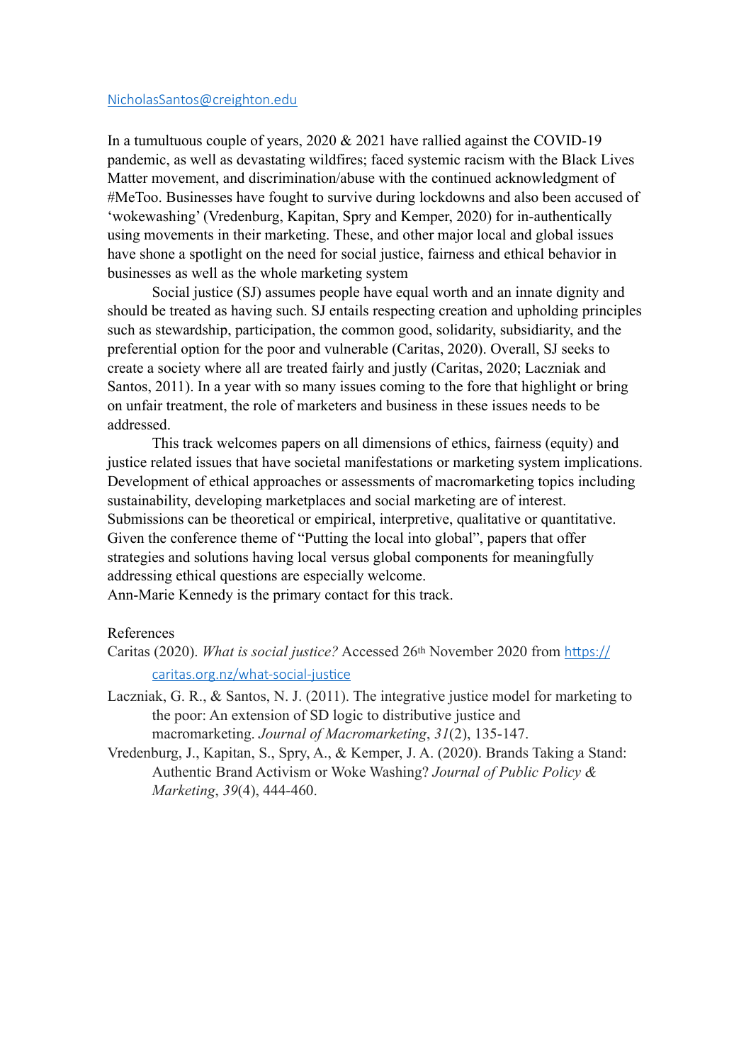NicholasSantos@creighton.edu

In a tumultuous couple of years, 2020 & 2021 have rallied against the COVID-19 pandemic, as well as devastating wildfires; faced systemic racism with the Black Lives Matter movement, and discrimination/abuse with the continued acknowledgment of #MeToo. Businesses have fought to survive during lockdowns and also been accused of 'wokewashing' (Vredenburg, Kapitan, Spry and Kemper, 2020) for in-authentically using movements in their marketing. These, and other major local and global issues have shone a spotlight on the need for social justice, fairness and ethical behavior in businesses as well as the whole marketing system

Social justice (SJ) assumes people have equal worth and an innate dignity and should be treated as having such. SJ entails respecting creation and upholding principles such as stewardship, participation, the common good, solidarity, subsidiarity, and the preferential option for the poor and vulnerable (Caritas, 2020). Overall, SJ seeks to create a society where all are treated fairly and justly (Caritas, 2020; Laczniak and Santos, 2011). In a year with so many issues coming to the fore that highlight or bring on unfair treatment, the role of marketers and business in these issues needs to be addressed.

This track welcomes papers on all dimensions of ethics, fairness (equity) and justice related issues that have societal manifestations or marketing system implications. Development of ethical approaches or assessments of macromarketing topics including sustainability, developing marketplaces and social marketing are of interest. Submissions can be theoretical or empirical, interpretive, qualitative or quantitative. Given the conference theme of "Putting the local into global", papers that offer strategies and solutions having local versus global components for meaningfully addressing ethical questions are especially welcome.
Ann-Marie Kennedy is the primary contact for this track.

References

Caritas (2020). *What is social justice?* Accessed 26th November 2020 from https://caritas.org.nz/what-social-justice

Laczniak, G. R., & Santos, N. J. (2011). The integrative justice model for marketing to the poor: An extension of SD logic to distributive justice and macromarketing. *Journal of Macromarketing*, *31*(2), 135-147.

Vredenburg, J., Kapitan, S., Spry, A., & Kemper, J. A. (2020). Brands Taking a Stand: Authentic Brand Activism or Woke Washing? *Journal of Public Policy & Marketing*, *39*(4), 444-460.